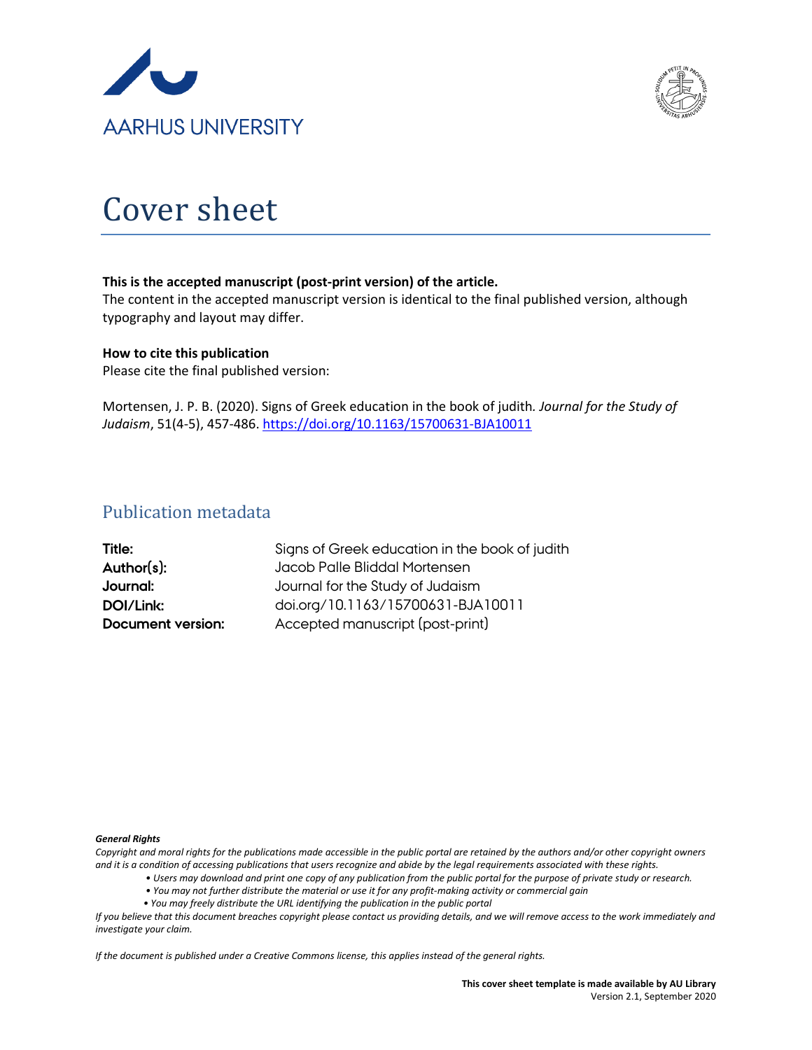AARHUS UNIVERSITY

# Cover sheet

**This is the accepted manuscript (post-print version) of the article.**
The content in the accepted manuscript version is identical to the final published version, although typography and layout may differ.

**How to cite this publication**
Please cite the final published version:

Mortensen, J. P. B. (2020). Signs of Greek education in the book of judith. *Journal for the Study of Judaism*, 51(4-5), 457-486. https://doi.org/10.1163/15700631-BJA10011

## Publication metadata

| | |
|---|---|
| **Title:** | Signs of Greek education in the book of judith |
| **Author(s):** | Jacob Palle Bliddal Mortensen |
| **Journal:** | Journal for the Study of Judaism |
| **DOI/Link:** | doi.org/10.1163/15700631-BJA10011 |
| **Document version:** | Accepted manuscript (post-print) |

***General Rights***
*Copyright and moral rights for the publications made accessible in the public portal are retained by the authors and/or other copyright owners and it is a condition of accessing publications that users recognize and abide by the legal requirements associated with these rights.*

- *Users may download and print one copy of any publication from the public portal for the purpose of private study or research.*
- *You may not further distribute the material or use it for any profit-making activity or commercial gain*
- *You may freely distribute the URL identifying the publication in the public portal*

*If you believe that this document breaches copyright please contact us providing details, and we will remove access to the work immediately and investigate your claim.*

*If the document is published under a Creative Commons license, this applies instead of the general rights.*

**This cover sheet template is made available by AU Library**
Version 2.1, September 2020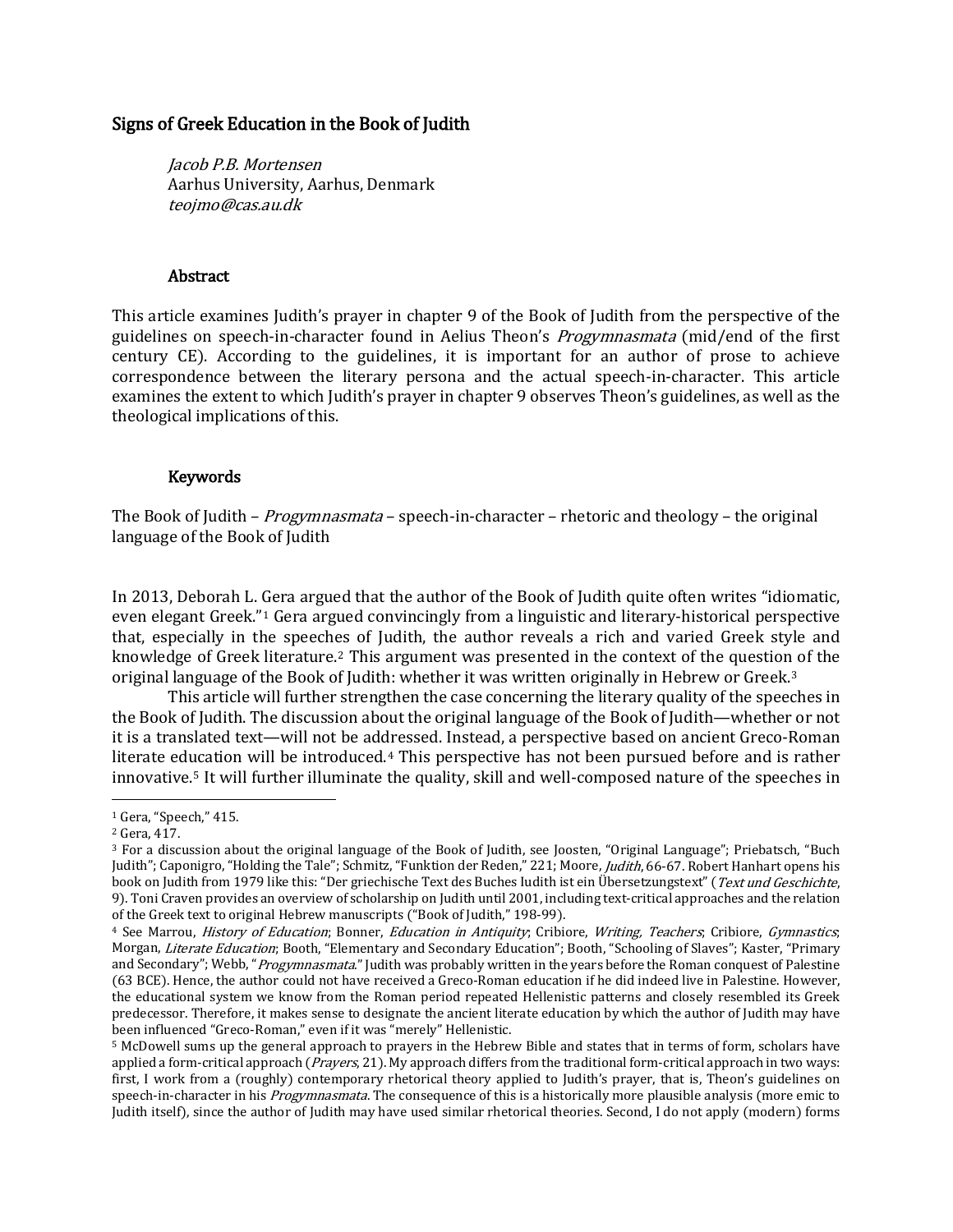## Signs of Greek Education in the Book of Judith

*Jacob P.B. Mortensen*
Aarhus University, Aarhus, Denmark
*teojmo@cas.au.dk*

### Abstract

This article examines Judith's prayer in chapter 9 of the Book of Judith from the perspective of the guidelines on speech-in-character found in Aelius Theon's *Progymnasmata* (mid/end of the first century CE). According to the guidelines, it is important for an author of prose to achieve correspondence between the literary persona and the actual speech-in-character. This article examines the extent to which Judith's prayer in chapter 9 observes Theon's guidelines, as well as the theological implications of this.

### Keywords

The Book of Judith – *Progymnasmata* – speech-in-character – rhetoric and theology – the original language of the Book of Judith

In 2013, Deborah L. Gera argued that the author of the Book of Judith quite often writes "idiomatic, even elegant Greek."[1] Gera argued convincingly from a linguistic and literary-historical perspective that, especially in the speeches of Judith, the author reveals a rich and varied Greek style and knowledge of Greek literature.[2] This argument was presented in the context of the question of the original language of the Book of Judith: whether it was written originally in Hebrew or Greek.[3]

This article will further strengthen the case concerning the literary quality of the speeches in the Book of Judith. The discussion about the original language of the Book of Judith—whether or not it is a translated text—will not be addressed. Instead, a perspective based on ancient Greco-Roman literate education will be introduced.[4] This perspective has not been pursued before and is rather innovative.[5] It will further illuminate the quality, skill and well-composed nature of the speeches in

---

[1] Gera, "Speech," 415.

[2] Gera, 417.

[3] For a discussion about the original language of the Book of Judith, see Joosten, "Original Language"; Priebatsch, "Buch Judith"; Caponigro, "Holding the Tale"; Schmitz, "Funktion der Reden," 221; Moore, *Judith*, 66-67. Robert Hanhart opens his book on Judith from 1979 like this: "Der griechische Text des Buches Iudith ist ein Übersetzungstext" (*Text und Geschichte*, 9). Toni Craven provides an overview of scholarship on Judith until 2001, including text-critical approaches and the relation of the Greek text to original Hebrew manuscripts ("Book of Judith," 198-99).

[4] See Marrou, *History of Education*; Bonner, *Education in Antiquity*; Cribiore, *Writing, Teachers*; Cribiore, *Gymnastics*; Morgan, *Literate Education*; Booth, "Elementary and Secondary Education"; Booth, "Schooling of Slaves"; Kaster, "Primary and Secondary"; Webb, "*Progymnasmata*." Judith was probably written in the years before the Roman conquest of Palestine (63 BCE). Hence, the author could not have received a Greco-Roman education if he did indeed live in Palestine. However, the educational system we know from the Roman period repeated Hellenistic patterns and closely resembled its Greek predecessor. Therefore, it makes sense to designate the ancient literate education by which the author of Judith may have been influenced "Greco-Roman," even if it was "merely" Hellenistic.

[5] McDowell sums up the general approach to prayers in the Hebrew Bible and states that in terms of form, scholars have applied a form-critical approach (*Prayers*, 21). My approach differs from the traditional form-critical approach in two ways: first, I work from a (roughly) contemporary rhetorical theory applied to Judith's prayer, that is, Theon's guidelines on speech-in-character in his *Progymnasmata*. The consequence of this is a historically more plausible analysis (more emic to Judith itself), since the author of Judith may have used similar rhetorical theories. Second, I do not apply (modern) forms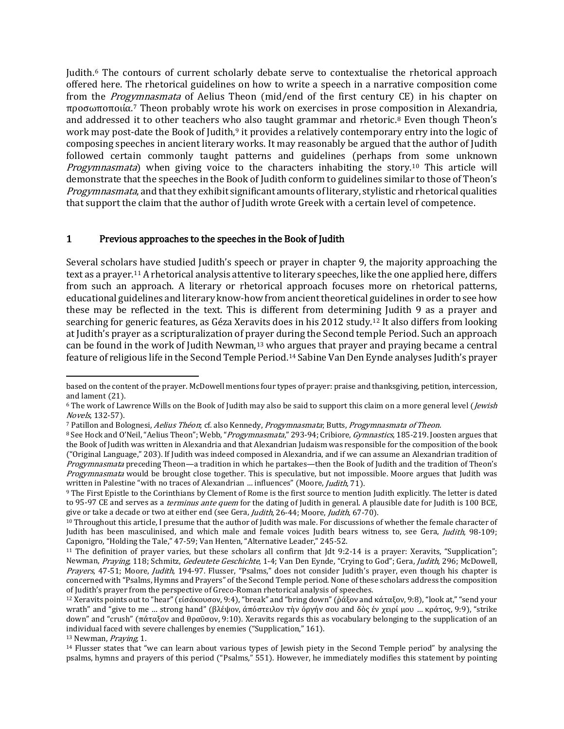Judith.[6] The contours of current scholarly debate serve to contextualise the rhetorical approach offered here. The rhetorical guidelines on how to write a speech in a narrative composition come from the *Progymnasmata* of Aelius Theon (mid/end of the first century CE) in his chapter on προσωποποιία.[7] Theon probably wrote his work on exercises in prose composition in Alexandria, and addressed it to other teachers who also taught grammar and rhetoric.[8] Even though Theon's work may post-date the Book of Judith,[9] it provides a relatively contemporary entry into the logic of composing speeches in ancient literary works. It may reasonably be argued that the author of Judith followed certain commonly taught patterns and guidelines (perhaps from some unknown *Progymnasmata*) when giving voice to the characters inhabiting the story.[10] This article will demonstrate that the speeches in the Book of Judith conform to guidelines similar to those of Theon's *Progymnasmata*, and that they exhibit significant amounts of literary, stylistic and rhetorical qualities that support the claim that the author of Judith wrote Greek with a certain level of competence.

## 1 Previous approaches to the speeches in the Book of Judith

Several scholars have studied Judith's speech or prayer in chapter 9, the majority approaching the text as a prayer.[11] A rhetorical analysis attentive to literary speeches, like the one applied here, differs from such an approach. A literary or rhetorical approach focuses more on rhetorical patterns, educational guidelines and literary know-how from ancient theoretical guidelines in order to see how these may be reflected in the text. This is different from determining Judith 9 as a prayer and searching for generic features, as Géza Xeravits does in his 2012 study.[12] It also differs from looking at Judith's prayer as a scripturalization of prayer during the Second temple Period. Such an approach can be found in the work of Judith Newman,[13] who argues that prayer and praying became a central feature of religious life in the Second Temple Period.[14] Sabine Van Den Eynde analyses Judith's prayer

---

based on the content of the prayer. McDowell mentions four types of prayer: praise and thanksgiving, petition, intercession, and lament (21).

[6] The work of Lawrence Wills on the Book of Judith may also be said to support this claim on a more general level (*Jewish Novels*, 132-57).

[7] Patillon and Bolognesi, *Aelius Théon*; cf. also Kennedy, *Progymnasmata*; Butts, *Progymnasmata of Theon*.

[8] See Hock and O'Neil, "Aelius Theon"; Webb, "*Progymnasmata*," 293-94; Cribiore, *Gymnastics*, 185-219. Joosten argues that the Book of Judith was written in Alexandria and that Alexandrian Judaism was responsible for the composition of the book ("Original Language," 203). If Judith was indeed composed in Alexandria, and if we can assume an Alexandrian tradition of *Progymnasmata* preceding Theon—a tradition in which he partakes—then the Book of Judith and the tradition of Theon's *Progymnasmata* would be brought close together. This is speculative, but not impossible. Moore argues that Judith was written in Palestine "with no traces of Alexandrian … influences" (Moore, *Judith*, 71).

[9] The First Epistle to the Corinthians by Clement of Rome is the first source to mention Judith explicitly. The letter is dated to 95-97 CE and serves as a *terminus ante quem* for the dating of Judith in general. A plausible date for Judith is 100 BCE, give or take a decade or two at either end (see Gera, *Judith*, 26-44; Moore, *Judith*, 67-70).

[10] Throughout this article, I presume that the author of Judith was male. For discussions of whether the female character of Judith has been masculinised, and which male and female voices Judith bears witness to, see Gera, *Judith*, 98-109; Caponigro, "Holding the Tale," 47-59; Van Henten, "Alternative Leader," 245-52.

[11] The definition of prayer varies, but these scholars all confirm that Jdt 9:2-14 is a prayer: Xeravits, "Supplication"; Newman, *Praying*, 118; Schmitz, *Gedeutete Geschichte*, 1-4; Van Den Eynde, "Crying to God"; Gera, *Judith*, 296; McDowell, *Prayers*, 47-51; Moore, *Judith*, 194-97. Flusser, "Psalms," does not consider Judith's prayer, even though his chapter is concerned with "Psalms, Hymns and Prayers" of the Second Temple period. None of these scholars address the composition of Judith's prayer from the perspective of Greco-Roman rhetorical analysis of speeches.

[12] Xeravits points out to "hear" (εἰσάκουσον, 9:4), "break" and "bring down" (ῥάξον and κάταξον, 9:8), "look at," "send your wrath" and "give to me … strong hand" (βλέψον, ἀπόστειλον τὴν ὀργήν σου and δὸς ἐν χειρί μου … κράτος, 9:9), "strike down" and "crush" (πάταξον and θραῦσον, 9:10). Xeravits regards this as vocabulary belonging to the supplication of an individual faced with severe challenges by enemies ("Supplication," 161).

[13] Newman, *Praying*, 1.

[14] Flusser states that "we can learn about various types of Jewish piety in the Second Temple period" by analysing the psalms, hymns and prayers of this period ("Psalms," 551). However, he immediately modifies this statement by pointing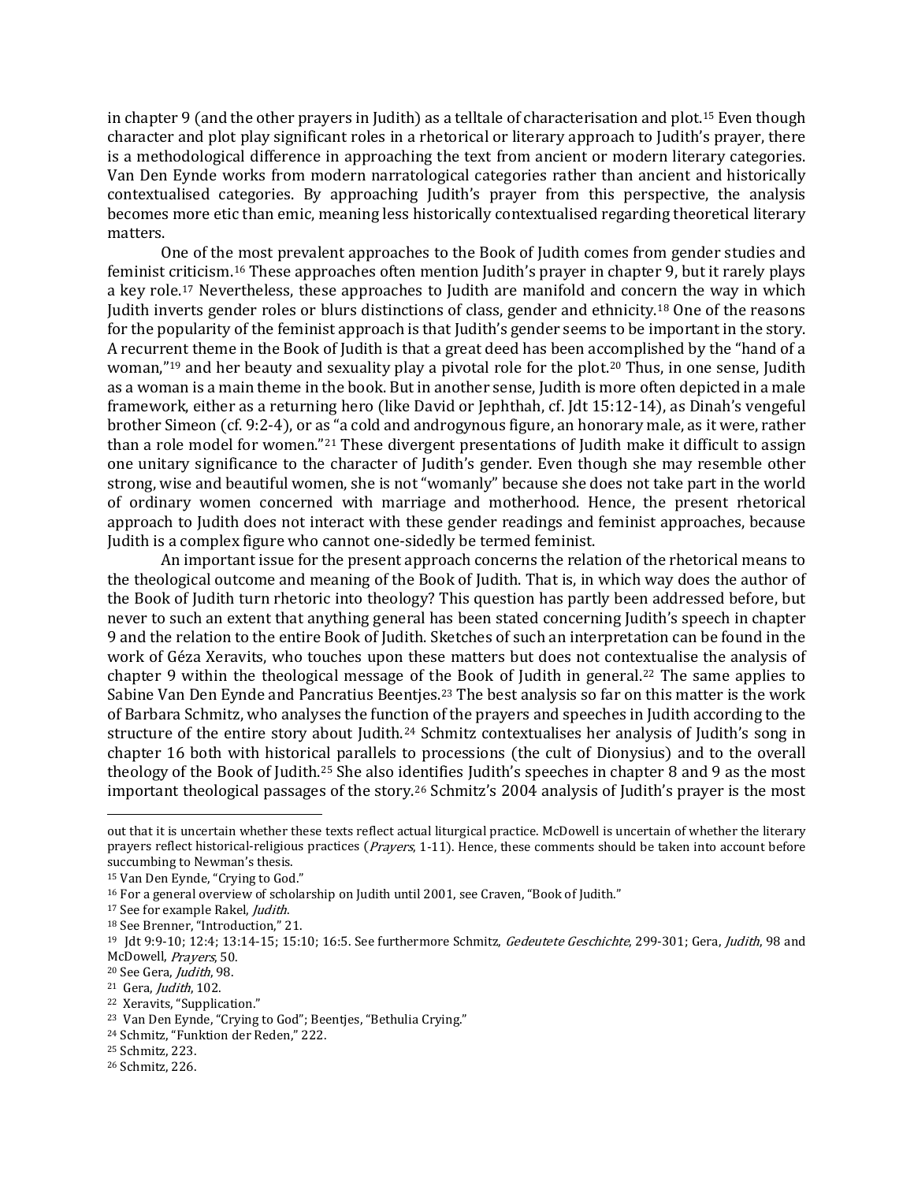in chapter 9 (and the other prayers in Judith) as a telltale of characterisation and plot.[15] Even though character and plot play significant roles in a rhetorical or literary approach to Judith's prayer, there is a methodological difference in approaching the text from ancient or modern literary categories. Van Den Eynde works from modern narratological categories rather than ancient and historically contextualised categories. By approaching Judith's prayer from this perspective, the analysis becomes more etic than emic, meaning less historically contextualised regarding theoretical literary matters.

One of the most prevalent approaches to the Book of Judith comes from gender studies and feminist criticism.[16] These approaches often mention Judith's prayer in chapter 9, but it rarely plays a key role.[17] Nevertheless, these approaches to Judith are manifold and concern the way in which Judith inverts gender roles or blurs distinctions of class, gender and ethnicity.[18] One of the reasons for the popularity of the feminist approach is that Judith's gender seems to be important in the story. A recurrent theme in the Book of Judith is that a great deed has been accomplished by the "hand of a woman,"[19] and her beauty and sexuality play a pivotal role for the plot.[20] Thus, in one sense, Judith as a woman is a main theme in the book. But in another sense, Judith is more often depicted in a male framework, either as a returning hero (like David or Jephthah, cf. Jdt 15:12-14), as Dinah's vengeful brother Simeon (cf. 9:2-4), or as "a cold and androgynous figure, an honorary male, as it were, rather than a role model for women."[21] These divergent presentations of Judith make it difficult to assign one unitary significance to the character of Judith's gender. Even though she may resemble other strong, wise and beautiful women, she is not "womanly" because she does not take part in the world of ordinary women concerned with marriage and motherhood. Hence, the present rhetorical approach to Judith does not interact with these gender readings and feminist approaches, because Judith is a complex figure who cannot one-sidedly be termed feminist.

An important issue for the present approach concerns the relation of the rhetorical means to the theological outcome and meaning of the Book of Judith. That is, in which way does the author of the Book of Judith turn rhetoric into theology? This question has partly been addressed before, but never to such an extent that anything general has been stated concerning Judith's speech in chapter 9 and the relation to the entire Book of Judith. Sketches of such an interpretation can be found in the work of Géza Xeravits, who touches upon these matters but does not contextualise the analysis of chapter 9 within the theological message of the Book of Judith in general.[22] The same applies to Sabine Van Den Eynde and Pancratius Beentjes.[23] The best analysis so far on this matter is the work of Barbara Schmitz, who analyses the function of the prayers and speeches in Judith according to the structure of the entire story about Judith.[24] Schmitz contextualises her analysis of Judith's song in chapter 16 both with historical parallels to processions (the cult of Dionysius) and to the overall theology of the Book of Judith.[25] She also identifies Judith's speeches in chapter 8 and 9 as the most important theological passages of the story.[26] Schmitz's 2004 analysis of Judith's prayer is the most

---

out that it is uncertain whether these texts reflect actual liturgical practice. McDowell is uncertain of whether the literary prayers reflect historical-religious practices (*Prayers*, 1-11). Hence, these comments should be taken into account before succumbing to Newman's thesis.

[15] Van Den Eynde, "Crying to God."

[16] For a general overview of scholarship on Judith until 2001, see Craven, "Book of Judith."

[17] See for example Rakel, *Judith*.

[18] See Brenner, "Introduction," 21.

[19] Jdt 9:9-10; 12:4; 13:14-15; 15:10; 16:5. See furthermore Schmitz, *Gedeutete Geschichte*, 299-301; Gera, *Judith*, 98 and McDowell, *Prayers*, 50.

[20] See Gera, *Judith*, 98.

[21] Gera, *Judith*, 102.

[22] Xeravits, "Supplication."

[23] Van Den Eynde, "Crying to God"; Beentjes, "Bethulia Crying."

[24] Schmitz, "Funktion der Reden," 222.

[25] Schmitz, 223.

[26] Schmitz, 226.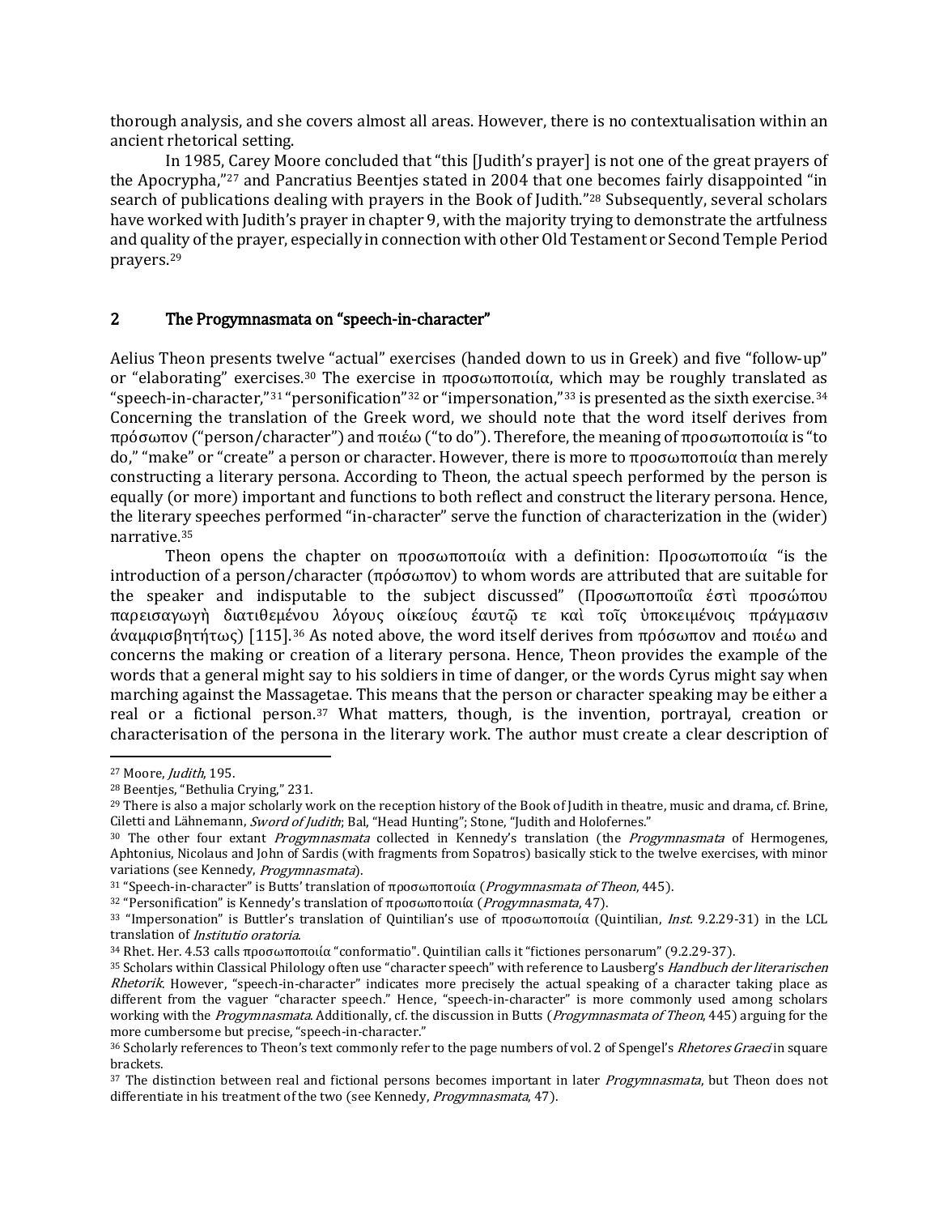thorough analysis, and she covers almost all areas. However, there is no contextualisation within an ancient rhetorical setting.

In 1985, Carey Moore concluded that "this [Judith's prayer] is not one of the great prayers of the Apocrypha,"[27] and Pancratius Beentjes stated in 2004 that one becomes fairly disappointed "in search of publications dealing with prayers in the Book of Judith."[28] Subsequently, several scholars have worked with Judith's prayer in chapter 9, with the majority trying to demonstrate the artfulness and quality of the prayer, especially in connection with other Old Testament or Second Temple Period prayers.[29]

## 2 The Progymnasmata on "speech-in-character"

Aelius Theon presents twelve "actual" exercises (handed down to us in Greek) and five "follow-up" or "elaborating" exercises.[30] The exercise in προσωποποιία, which may be roughly translated as "speech-in-character,"[31] "personification"[32] or "impersonation,"[33] is presented as the sixth exercise.[34] Concerning the translation of the Greek word, we should note that the word itself derives from πρόσωπον ("person/character") and ποιέω ("to do"). Therefore, the meaning of προσωποποιία is "to do," "make" or "create" a person or character. However, there is more to προσωποποιία than merely constructing a literary persona. According to Theon, the actual speech performed by the person is equally (or more) important and functions to both reflect and construct the literary persona. Hence, the literary speeches performed "in-character" serve the function of characterization in the (wider) narrative.[35]

Theon opens the chapter on προσωποποιία with a definition: Προσωποποιία "is the introduction of a person/character (πρόσωπον) to whom words are attributed that are suitable for the speaker and indisputable to the subject discussed" (Προσωποποιΐα ἐστὶ προσώπου παρεισαγωγὴ διατιθεμένου λόγους οἰκείους ἑαυτῷ τε καὶ τοῖς ὑποκειμένοις πράγμασιν ἀναμφισβητήτως) [115].[36] As noted above, the word itself derives from πρόσωπον and ποιέω and concerns the making or creation of a literary persona. Hence, Theon provides the example of the words that a general might say to his soldiers in time of danger, or the words Cyrus might say when marching against the Massagetae. This means that the person or character speaking may be either a real or a fictional person.[37] What matters, though, is the invention, portrayal, creation or characterisation of the persona in the literary work. The author must create a clear description of

---

[27] Moore, *Judith*, 195.

[28] Beentjes, "Bethulia Crying," 231.

[29] There is also a major scholarly work on the reception history of the Book of Judith in theatre, music and drama, cf. Brine, Ciletti and Lähnemann, *Sword of Judith*; Bal, "Head Hunting"; Stone, "Judith and Holofernes."

[30] The other four extant *Progymnasmata* collected in Kennedy's translation (the *Progymnasmata* of Hermogenes, Aphtonius, Nicolaus and John of Sardis (with fragments from Sopatros) basically stick to the twelve exercises, with minor variations (see Kennedy, *Progymnasmata*).

[31] "Speech-in-character" is Butts' translation of προσωποποιία (*Progymnasmata of Theon*, 445).

[32] "Personification" is Kennedy's translation of προσωποποιία (*Progymnasmata*, 47).

[33] "Impersonation" is Buttler's translation of Quintilian's use of προσωποποιία (Quintilian, *Inst.* 9.2.29-31) in the LCL translation of *Institutio oratoria*.

[34] Rhet. Her. 4.53 calls προσωποποιία "conformatio". Quintilian calls it "fictiones personarum" (9.2.29-37).

[35] Scholars within Classical Philology often use "character speech" with reference to Lausberg's *Handbuch der literarischen Rhetorik*. However, "speech-in-character" indicates more precisely the actual speaking of a character taking place as different from the vaguer "character speech." Hence, "speech-in-character" is more commonly used among scholars working with the *Progymnasmata*. Additionally, cf. the discussion in Butts (*Progymnasmata of Theon*, 445) arguing for the more cumbersome but precise, "speech-in-character."

[36] Scholarly references to Theon's text commonly refer to the page numbers of vol. 2 of Spengel's *Rhetores Graeci* in square brackets.

[37] The distinction between real and fictional persons becomes important in later *Progymnasmata*, but Theon does not differentiate in his treatment of the two (see Kennedy, *Progymnasmata*, 47).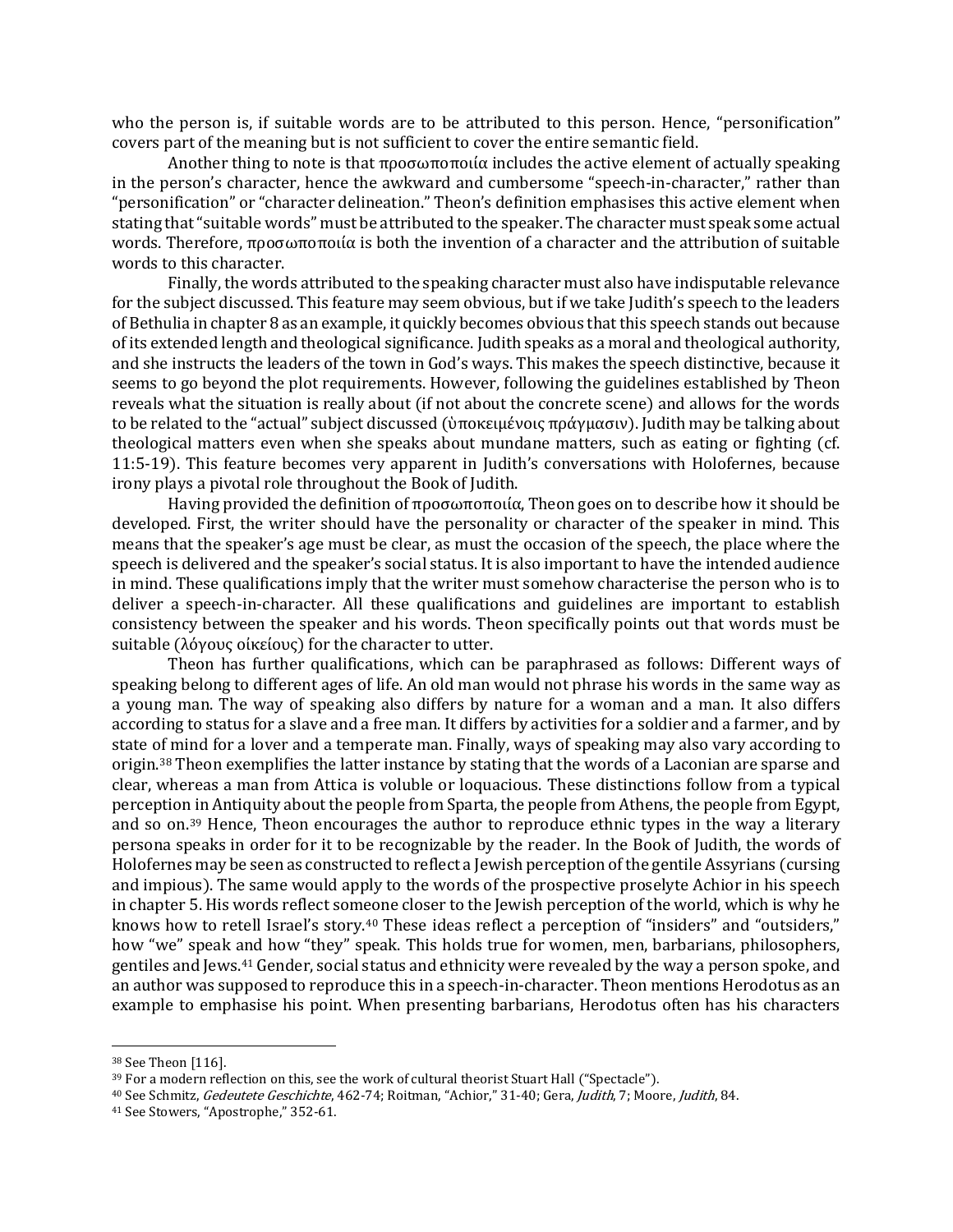who the person is, if suitable words are to be attributed to this person. Hence, "personification" covers part of the meaning but is not sufficient to cover the entire semantic field.

Another thing to note is that προσωποποιία includes the active element of actually speaking in the person's character, hence the awkward and cumbersome "speech-in-character," rather than "personification" or "character delineation." Theon's definition emphasises this active element when stating that "suitable words" must be attributed to the speaker. The character must speak some actual words. Therefore, προσωποποιία is both the invention of a character and the attribution of suitable words to this character.

Finally, the words attributed to the speaking character must also have indisputable relevance for the subject discussed. This feature may seem obvious, but if we take Judith's speech to the leaders of Bethulia in chapter 8 as an example, it quickly becomes obvious that this speech stands out because of its extended length and theological significance. Judith speaks as a moral and theological authority, and she instructs the leaders of the town in God's ways. This makes the speech distinctive, because it seems to go beyond the plot requirements. However, following the guidelines established by Theon reveals what the situation is really about (if not about the concrete scene) and allows for the words to be related to the "actual" subject discussed (ὑποκειμένοις πράγμασιν). Judith may be talking about theological matters even when she speaks about mundane matters, such as eating or fighting (cf. 11:5-19). This feature becomes very apparent in Judith's conversations with Holofernes, because irony plays a pivotal role throughout the Book of Judith.

Having provided the definition of προσωποποιία, Theon goes on to describe how it should be developed. First, the writer should have the personality or character of the speaker in mind. This means that the speaker's age must be clear, as must the occasion of the speech, the place where the speech is delivered and the speaker's social status. It is also important to have the intended audience in mind. These qualifications imply that the writer must somehow characterise the person who is to deliver a speech-in-character. All these qualifications and guidelines are important to establish consistency between the speaker and his words. Theon specifically points out that words must be suitable (λόγους οἰκείους) for the character to utter.

Theon has further qualifications, which can be paraphrased as follows: Different ways of speaking belong to different ages of life. An old man would not phrase his words in the same way as a young man. The way of speaking also differs by nature for a woman and a man. It also differs according to status for a slave and a free man. It differs by activities for a soldier and a farmer, and by state of mind for a lover and a temperate man. Finally, ways of speaking may also vary according to origin.[38] Theon exemplifies the latter instance by stating that the words of a Laconian are sparse and clear, whereas a man from Attica is voluble or loquacious. These distinctions follow from a typical perception in Antiquity about the people from Sparta, the people from Athens, the people from Egypt, and so on.[39] Hence, Theon encourages the author to reproduce ethnic types in the way a literary persona speaks in order for it to be recognizable by the reader. In the Book of Judith, the words of Holofernes may be seen as constructed to reflect a Jewish perception of the gentile Assyrians (cursing and impious). The same would apply to the words of the prospective proselyte Achior in his speech in chapter 5. His words reflect someone closer to the Jewish perception of the world, which is why he knows how to retell Israel's story.[40] These ideas reflect a perception of "insiders" and "outsiders," how "we" speak and how "they" speak. This holds true for women, men, barbarians, philosophers, gentiles and Jews.[41] Gender, social status and ethnicity were revealed by the way a person spoke, and an author was supposed to reproduce this in a speech-in-character. Theon mentions Herodotus as an example to emphasise his point. When presenting barbarians, Herodotus often has his characters

[38] See Theon [116].

[39] For a modern reflection on this, see the work of cultural theorist Stuart Hall ("Spectacle").

[40] See Schmitz, *Gedeutete Geschichte*, 462-74; Roitman, "Achior," 31-40; Gera, *Judith*, 7; Moore, *Judith*, 84.

[41] See Stowers, "Apostrophe," 352-61.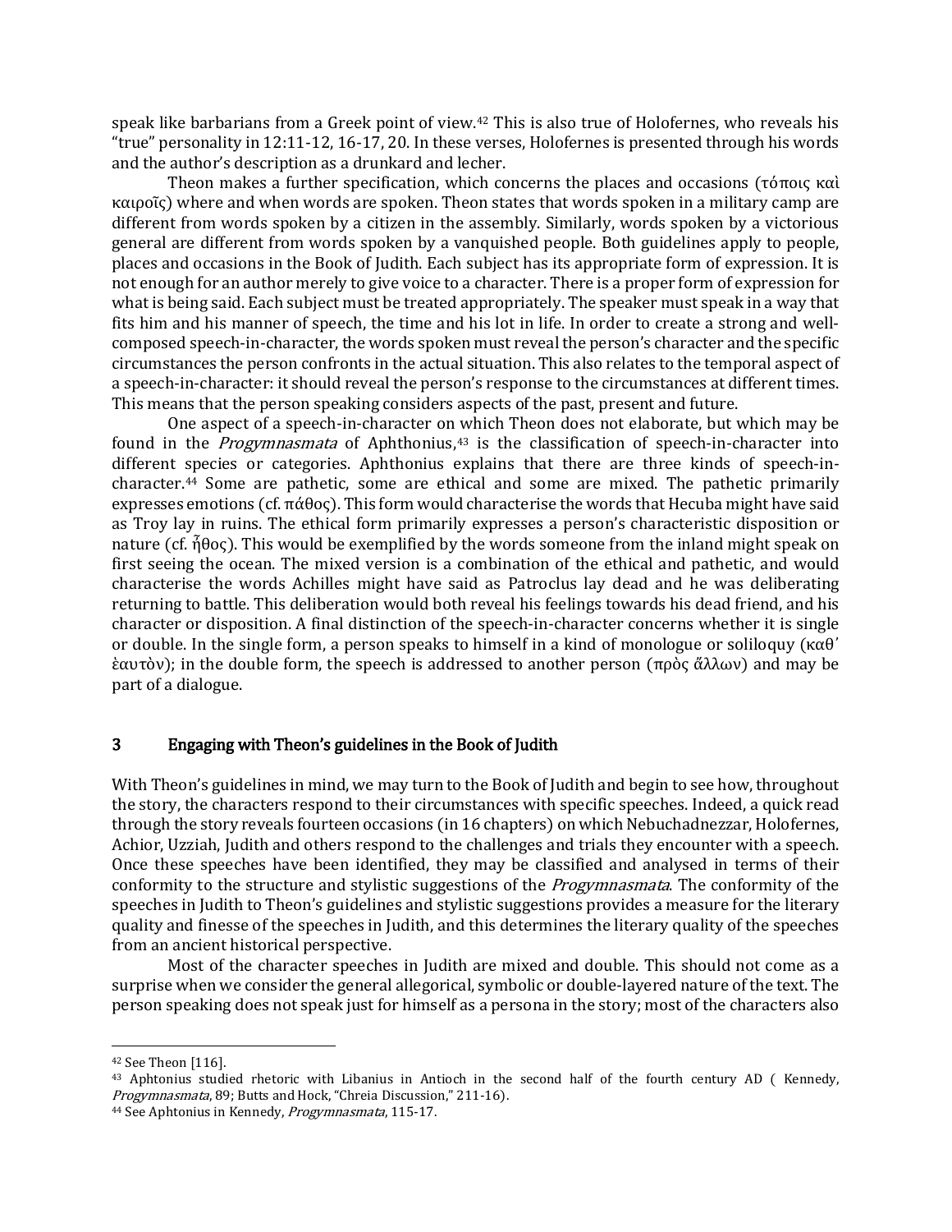speak like barbarians from a Greek point of view.[42] This is also true of Holofernes, who reveals his "true" personality in 12:11-12, 16-17, 20. In these verses, Holofernes is presented through his words and the author's description as a drunkard and lecher.

Theon makes a further specification, which concerns the places and occasions (τόποις καὶ καιροῖς) where and when words are spoken. Theon states that words spoken in a military camp are different from words spoken by a citizen in the assembly. Similarly, words spoken by a victorious general are different from words spoken by a vanquished people. Both guidelines apply to people, places and occasions in the Book of Judith. Each subject has its appropriate form of expression. It is not enough for an author merely to give voice to a character. There is a proper form of expression for what is being said. Each subject must be treated appropriately. The speaker must speak in a way that fits him and his manner of speech, the time and his lot in life. In order to create a strong and well-composed speech-in-character, the words spoken must reveal the person's character and the specific circumstances the person confronts in the actual situation. This also relates to the temporal aspect of a speech-in-character: it should reveal the person's response to the circumstances at different times. This means that the person speaking considers aspects of the past, present and future.

One aspect of a speech-in-character on which Theon does not elaborate, but which may be found in the *Progymnasmata* of Aphthonius,[43] is the classification of speech-in-character into different species or categories. Aphthonius explains that there are three kinds of speech-in-character.[44] Some are pathetic, some are ethical and some are mixed. The pathetic primarily expresses emotions (cf. πάθος). This form would characterise the words that Hecuba might have said as Troy lay in ruins. The ethical form primarily expresses a person's characteristic disposition or nature (cf. ἦθος). This would be exemplified by the words someone from the inland might speak on first seeing the ocean. The mixed version is a combination of the ethical and pathetic, and would characterise the words Achilles might have said as Patroclus lay dead and he was deliberating returning to battle. This deliberation would both reveal his feelings towards his dead friend, and his character or disposition. A final distinction of the speech-in-character concerns whether it is single or double. In the single form, a person speaks to himself in a kind of monologue or soliloquy (καθ' ἑαυτὸν); in the double form, the speech is addressed to another person (πρὸς ἄλλων) and may be part of a dialogue.

## 3 Engaging with Theon's guidelines in the Book of Judith

With Theon's guidelines in mind, we may turn to the Book of Judith and begin to see how, throughout the story, the characters respond to their circumstances with specific speeches. Indeed, a quick read through the story reveals fourteen occasions (in 16 chapters) on which Nebuchadnezzar, Holofernes, Achior, Uzziah, Judith and others respond to the challenges and trials they encounter with a speech. Once these speeches have been identified, they may be classified and analysed in terms of their conformity to the structure and stylistic suggestions of the *Progymnasmata*. The conformity of the speeches in Judith to Theon's guidelines and stylistic suggestions provides a measure for the literary quality and finesse of the speeches in Judith, and this determines the literary quality of the speeches from an ancient historical perspective.

Most of the character speeches in Judith are mixed and double. This should not come as a surprise when we consider the general allegorical, symbolic or double-layered nature of the text. The person speaking does not speak just for himself as a persona in the story; most of the characters also

---

[42] See Theon [116].

[43] Aphtonius studied rhetoric with Libanius in Antioch in the second half of the fourth century AD ( Kennedy, *Progymnasmata*, 89; Butts and Hock, "Chreia Discussion," 211-16).

[44] See Aphtonius in Kennedy, *Progymnasmata*, 115-17.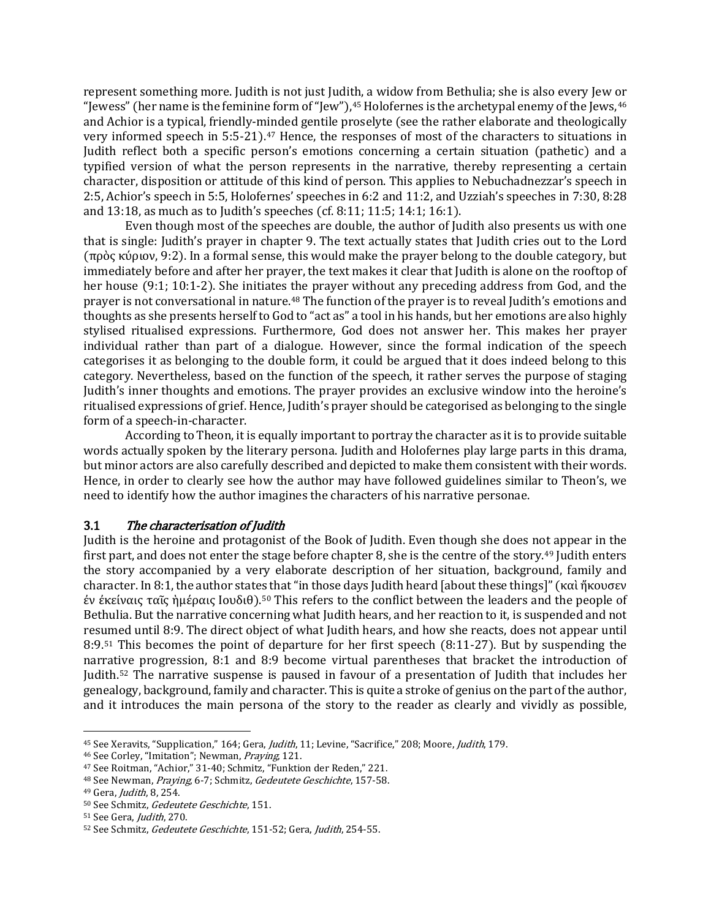represent something more. Judith is not just Judith, a widow from Bethulia; she is also every Jew or "Jewess" (her name is the feminine form of "Jew"),[45] Holofernes is the archetypal enemy of the Jews,[46] and Achior is a typical, friendly-minded gentile proselyte (see the rather elaborate and theologically very informed speech in 5:5-21).[47] Hence, the responses of most of the characters to situations in Judith reflect both a specific person's emotions concerning a certain situation (pathetic) and a typified version of what the person represents in the narrative, thereby representing a certain character, disposition or attitude of this kind of person. This applies to Nebuchadnezzar's speech in 2:5, Achior's speech in 5:5, Holofernes' speeches in 6:2 and 11:2, and Uzziah's speeches in 7:30, 8:28 and 13:18, as much as to Judith's speeches (cf. 8:11; 11:5; 14:1; 16:1).

Even though most of the speeches are double, the author of Judith also presents us with one that is single: Judith's prayer in chapter 9. The text actually states that Judith cries out to the Lord (πρὸς κύριον, 9:2). In a formal sense, this would make the prayer belong to the double category, but immediately before and after her prayer, the text makes it clear that Judith is alone on the rooftop of her house (9:1; 10:1-2). She initiates the prayer without any preceding address from God, and the prayer is not conversational in nature.[48] The function of the prayer is to reveal Judith's emotions and thoughts as she presents herself to God to "act as" a tool in his hands, but her emotions are also highly stylised ritualised expressions. Furthermore, God does not answer her. This makes her prayer individual rather than part of a dialogue. However, since the formal indication of the speech categorises it as belonging to the double form, it could be argued that it does indeed belong to this category. Nevertheless, based on the function of the speech, it rather serves the purpose of staging Judith's inner thoughts and emotions. The prayer provides an exclusive window into the heroine's ritualised expressions of grief. Hence, Judith's prayer should be categorised as belonging to the single form of a speech-in-character.

According to Theon, it is equally important to portray the character as it is to provide suitable words actually spoken by the literary persona. Judith and Holofernes play large parts in this drama, but minor actors are also carefully described and depicted to make them consistent with their words. Hence, in order to clearly see how the author may have followed guidelines similar to Theon's, we need to identify how the author imagines the characters of his narrative personae.

### 3.1 *The characterisation of Judith*

Judith is the heroine and protagonist of the Book of Judith. Even though she does not appear in the first part, and does not enter the stage before chapter 8, she is the centre of the story.[49] Judith enters the story accompanied by a very elaborate description of her situation, background, family and character. In 8:1, the author states that "in those days Judith heard [about these things]" (καὶ ἤκουσεν ἐν ἐκείναις ταῖς ἡμέραις Ιουδιθ).[50] This refers to the conflict between the leaders and the people of Bethulia. But the narrative concerning what Judith hears, and her reaction to it, is suspended and not resumed until 8:9. The direct object of what Judith hears, and how she reacts, does not appear until 8:9.[51] This becomes the point of departure for her first speech (8:11-27). But by suspending the narrative progression, 8:1 and 8:9 become virtual parentheses that bracket the introduction of Judith.[52] The narrative suspense is paused in favour of a presentation of Judith that includes her genealogy, background, family and character. This is quite a stroke of genius on the part of the author, and it introduces the main persona of the story to the reader as clearly and vividly as possible,

---

[45] See Xeravits, "Supplication," 164; Gera, *Judith*, 11; Levine, "Sacrifice," 208; Moore, *Judith*, 179.

[46] See Corley, "Imitation"; Newman, *Praying*, 121.

[47] See Roitman, "Achior," 31-40; Schmitz, "Funktion der Reden," 221.

[48] See Newman, *Praying*, 6-7; Schmitz, *Gedeutete Geschichte*, 157-58.

[49] Gera, *Judith*, 8, 254.

[50] See Schmitz, *Gedeutete Geschichte*, 151.

[51] See Gera, *Judith*, 270.

[52] See Schmitz, *Gedeutete Geschichte*, 151-52; Gera, *Judith*, 254-55.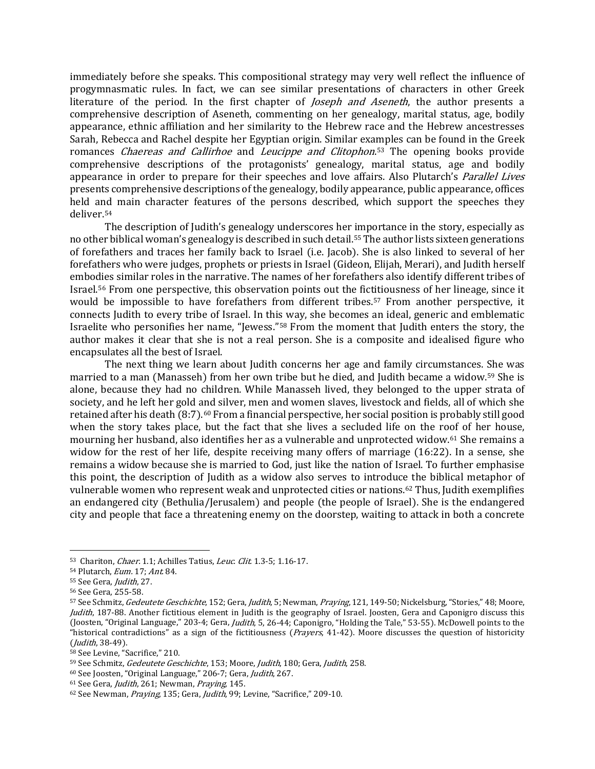immediately before she speaks. This compositional strategy may very well reflect the influence of progymnasmatic rules. In fact, we can see similar presentations of characters in other Greek literature of the period. In the first chapter of *Joseph and Aseneth*, the author presents a comprehensive description of Aseneth, commenting on her genealogy, marital status, age, bodily appearance, ethnic affiliation and her similarity to the Hebrew race and the Hebrew ancestresses Sarah, Rebecca and Rachel despite her Egyptian origin. Similar examples can be found in the Greek romances *Chaereas and Callirhoe* and *Leucippe and Clitophon*.[53] The opening books provide comprehensive descriptions of the protagonists' genealogy, marital status, age and bodily appearance in order to prepare for their speeches and love affairs. Also Plutarch's *Parallel Lives* presents comprehensive descriptions of the genealogy, bodily appearance, public appearance, offices held and main character features of the persons described, which support the speeches they deliver.[54]

The description of Judith's genealogy underscores her importance in the story, especially as no other biblical woman's genealogy is described in such detail.[55] The author lists sixteen generations of forefathers and traces her family back to Israel (i.e. Jacob). She is also linked to several of her forefathers who were judges, prophets or priests in Israel (Gideon, Elijah, Merari), and Judith herself embodies similar roles in the narrative. The names of her forefathers also identify different tribes of Israel.[56] From one perspective, this observation points out the fictitiousness of her lineage, since it would be impossible to have forefathers from different tribes.[57] From another perspective, it connects Judith to every tribe of Israel. In this way, she becomes an ideal, generic and emblematic Israelite who personifies her name, "Jewess."[58] From the moment that Judith enters the story, the author makes it clear that she is not a real person. She is a composite and idealised figure who encapsulates all the best of Israel.

The next thing we learn about Judith concerns her age and family circumstances. She was married to a man (Manasseh) from her own tribe but he died, and Judith became a widow.[59] She is alone, because they had no children. While Manasseh lived, they belonged to the upper strata of society, and he left her gold and silver, men and women slaves, livestock and fields, all of which she retained after his death (8:7).[60] From a financial perspective, her social position is probably still good when the story takes place, but the fact that she lives a secluded life on the roof of her house, mourning her husband, also identifies her as a vulnerable and unprotected widow.[61] She remains a widow for the rest of her life, despite receiving many offers of marriage (16:22). In a sense, she remains a widow because she is married to God, just like the nation of Israel. To further emphasise this point, the description of Judith as a widow also serves to introduce the biblical metaphor of vulnerable women who represent weak and unprotected cities or nations.[62] Thus, Judith exemplifies an endangered city (Bethulia/Jerusalem) and people (the people of Israel). She is the endangered city and people that face a threatening enemy on the doorstep, waiting to attack in both a concrete

---

[53] Chariton, *Chaer.* 1.1; Achilles Tatius, *Leuc. Clit.* 1.3-5; 1.16-17.

[54] Plutarch, *Eum.* 17; *Ant.* 84.

[55] See Gera, *Judith*, 27.

[56] See Gera, 255-58.

[57] See Schmitz, *Gedeutete Geschichte*, 152; Gera, *Judith*, 5; Newman, *Praying*, 121, 149-50; Nickelsburg, "Stories," 48; Moore, *Judith*, 187-88. Another fictitious element in Judith is the geography of Israel. Joosten, Gera and Caponigro discuss this (Joosten, "Original Language," 203-4; Gera, *Judith*, 5, 26-44; Caponigro, "Holding the Tale," 53-55). McDowell points to the "historical contradictions" as a sign of the fictitiousness (*Prayers*, 41-42). Moore discusses the question of historicity (*Judith*, 38-49).

[58] See Levine, "Sacrifice," 210.

[59] See Schmitz, *Gedeutete Geschichte*, 153; Moore, *Judith*, 180; Gera, *Judith*, 258.

[60] See Joosten, "Original Language," 206-7; Gera, *Judith*, 267.

[61] See Gera, *Judith*, 261; Newman, *Praying*, 145.

[62] See Newman, *Praying*, 135; Gera, *Judith*, 99; Levine, "Sacrifice," 209-10.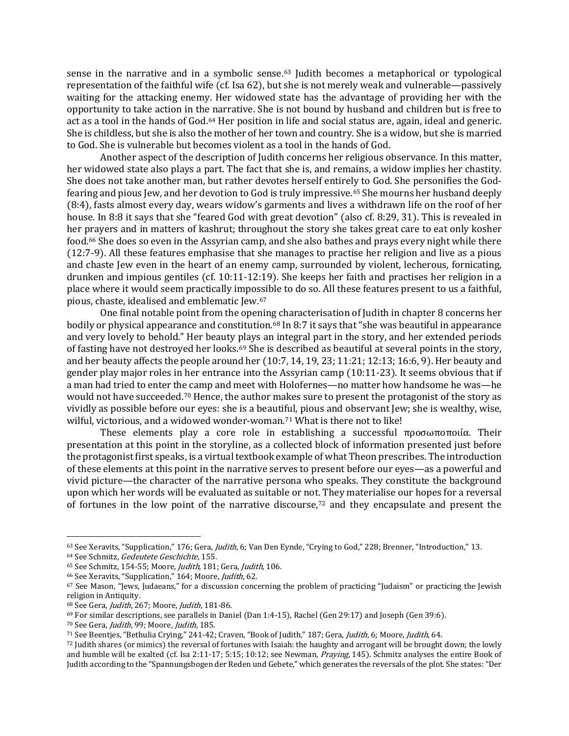sense in the narrative and in a symbolic sense.[63] Judith becomes a metaphorical or typological representation of the faithful wife (cf. Isa 62), but she is not merely weak and vulnerable—passively waiting for the attacking enemy. Her widowed state has the advantage of providing her with the opportunity to take action in the narrative. She is not bound by husband and children but is free to act as a tool in the hands of God.[64] Her position in life and social status are, again, ideal and generic. She is childless, but she is also the mother of her town and country. She is a widow, but she is married to God. She is vulnerable but becomes violent as a tool in the hands of God.

Another aspect of the description of Judith concerns her religious observance. In this matter, her widowed state also plays a part. The fact that she is, and remains, a widow implies her chastity. She does not take another man, but rather devotes herself entirely to God. She personifies the God-fearing and pious Jew, and her devotion to God is truly impressive.[65] She mourns her husband deeply (8:4), fasts almost every day, wears widow's garments and lives a withdrawn life on the roof of her house. In 8:8 it says that she "feared God with great devotion" (also cf. 8:29, 31). This is revealed in her prayers and in matters of kashrut; throughout the story she takes great care to eat only kosher food.[66] She does so even in the Assyrian camp, and she also bathes and prays every night while there (12:7-9). All these features emphasise that she manages to practise her religion and live as a pious and chaste Jew even in the heart of an enemy camp, surrounded by violent, lecherous, fornicating, drunken and impious gentiles (cf. 10:11-12:19). She keeps her faith and practises her religion in a place where it would seem practically impossible to do so. All these features present to us a faithful, pious, chaste, idealised and emblematic Jew.[67]

One final notable point from the opening characterisation of Judith in chapter 8 concerns her bodily or physical appearance and constitution.[68] In 8:7 it says that "she was beautiful in appearance and very lovely to behold." Her beauty plays an integral part in the story, and her extended periods of fasting have not destroyed her looks.[69] She is described as beautiful at several points in the story, and her beauty affects the people around her (10:7, 14, 19, 23; 11:21; 12:13; 16:6, 9). Her beauty and gender play major roles in her entrance into the Assyrian camp (10:11-23). It seems obvious that if a man had tried to enter the camp and meet with Holofernes—no matter how handsome he was—he would not have succeeded.[70] Hence, the author makes sure to present the protagonist of the story as vividly as possible before our eyes: she is a beautiful, pious and observant Jew; she is wealthy, wise, wilful, victorious, and a widowed wonder-woman.[71] What is there not to like!

These elements play a core role in establishing a successful προσωποποιία. Their presentation at this point in the storyline, as a collected block of information presented just before the protagonist first speaks, is a virtual textbook example of what Theon prescribes. The introduction of these elements at this point in the narrative serves to present before our eyes—as a powerful and vivid picture—the character of the narrative persona who speaks. They constitute the background upon which her words will be evaluated as suitable or not. They materialise our hopes for a reversal of fortunes in the low point of the narrative discourse,[72] and they encapsulate and present the

---

[63] See Xeravits, "Supplication," 176; Gera, *Judith*, 6; Van Den Eynde, "Crying to God," 228; Brenner, "Introduction," 13.

[64] See Schmitz, *Gedeutete Geschichte*, 155.

[65] See Schmitz, 154-55; Moore, *Judith*, 181; Gera, *Judith*, 106.

[66] See Xeravits, "Supplication," 164; Moore, *Judith*, 62.

[67] See Mason, "Jews, Judaeans," for a discussion concerning the problem of practicing "Judaism" or practicing the Jewish religion in Antiquity.

[68] See Gera, *Judith*, 267; Moore, *Judith*, 181-86.

[69] For similar descriptions, see parallels in Daniel (Dan 1:4-15), Rachel (Gen 29:17) and Joseph (Gen 39:6).

[70] See Gera, *Judith*, 99; Moore, *Judith*, 185.

[71] See Beentjes, "Bethulia Crying," 241-42; Craven, "Book of Judith," 187; Gera, *Judith*, 6; Moore, *Judith*, 64.

[72] Judith shares (or mimics) the reversal of fortunes with Isaiah: the haughty and arrogant will be brought down; the lowly and humble will be exalted (cf. Isa 2:11-17; 5:15; 10:12; see Newman, *Praying*, 145). Schmitz analyses the entire Book of Judith according to the "Spannungsbogen der Reden und Gebete," which generates the reversals of the plot. She states: "Der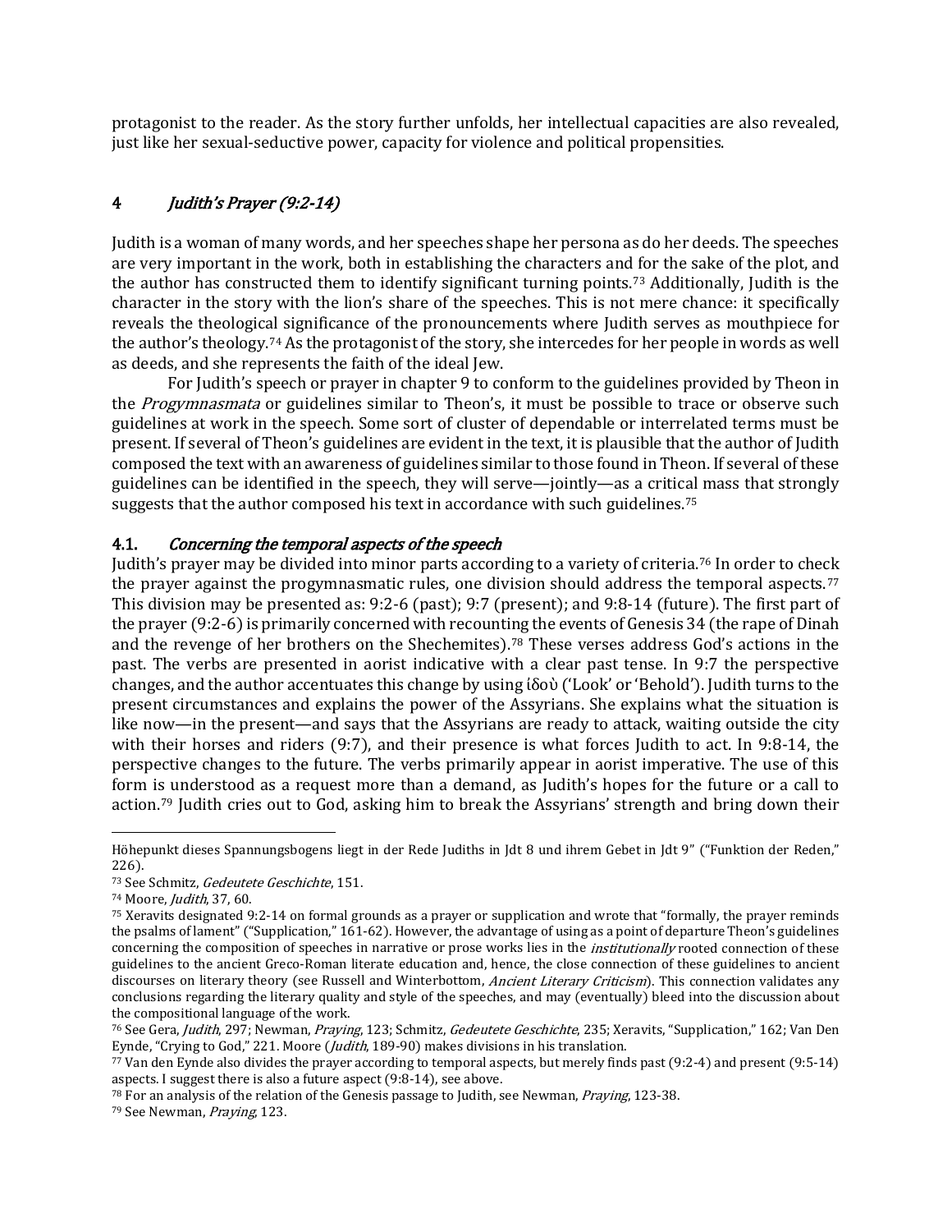protagonist to the reader. As the story further unfolds, her intellectual capacities are also revealed, just like her sexual-seductive power, capacity for violence and political propensities.

## 4 *Judith's Prayer (9:2-14)*

Judith is a woman of many words, and her speeches shape her persona as do her deeds. The speeches are very important in the work, both in establishing the characters and for the sake of the plot, and the author has constructed them to identify significant turning points.[73] Additionally, Judith is the character in the story with the lion's share of the speeches. This is not mere chance: it specifically reveals the theological significance of the pronouncements where Judith serves as mouthpiece for the author's theology.[74] As the protagonist of the story, she intercedes for her people in words as well as deeds, and she represents the faith of the ideal Jew.

For Judith's speech or prayer in chapter 9 to conform to the guidelines provided by Theon in the *Progymnasmata* or guidelines similar to Theon's, it must be possible to trace or observe such guidelines at work in the speech. Some sort of cluster of dependable or interrelated terms must be present. If several of Theon's guidelines are evident in the text, it is plausible that the author of Judith composed the text with an awareness of guidelines similar to those found in Theon. If several of these guidelines can be identified in the speech, they will serve—jointly—as a critical mass that strongly suggests that the author composed his text in accordance with such guidelines.[75]

### 4.1. *Concerning the temporal aspects of the speech*

Judith's prayer may be divided into minor parts according to a variety of criteria.[76] In order to check the prayer against the progymnasmatic rules, one division should address the temporal aspects.[77] This division may be presented as: 9:2-6 (past); 9:7 (present); and 9:8-14 (future). The first part of the prayer (9:2-6) is primarily concerned with recounting the events of Genesis 34 (the rape of Dinah and the revenge of her brothers on the Shechemites).[78] These verses address God's actions in the past. The verbs are presented in aorist indicative with a clear past tense. In 9:7 the perspective changes, and the author accentuates this change by using ἰδοὺ ('Look' or 'Behold'). Judith turns to the present circumstances and explains the power of the Assyrians. She explains what the situation is like now—in the present—and says that the Assyrians are ready to attack, waiting outside the city with their horses and riders (9:7), and their presence is what forces Judith to act. In 9:8-14, the perspective changes to the future. The verbs primarily appear in aorist imperative. The use of this form is understood as a request more than a demand, as Judith's hopes for the future or a call to action.[79] Judith cries out to God, asking him to break the Assyrians' strength and bring down their

---

Höhepunkt dieses Spannungsbogens liegt in der Rede Judiths in Jdt 8 und ihrem Gebet in Jdt 9" ("Funktion der Reden," 226).

[73] See Schmitz, *Gedeutete Geschichte*, 151.

[74] Moore, *Judith*, 37, 60.

[75] Xeravits designated 9:2-14 on formal grounds as a prayer or supplication and wrote that "formally, the prayer reminds the psalms of lament" ("Supplication," 161-62). However, the advantage of using as a point of departure Theon's guidelines concerning the composition of speeches in narrative or prose works lies in the *institutionally* rooted connection of these guidelines to the ancient Greco-Roman literate education and, hence, the close connection of these guidelines to ancient discourses on literary theory (see Russell and Winterbottom, *Ancient Literary Criticism*). This connection validates any conclusions regarding the literary quality and style of the speeches, and may (eventually) bleed into the discussion about the compositional language of the work.

[76] See Gera, *Judith*, 297; Newman, *Praying*, 123; Schmitz, *Gedeutete Geschichte*, 235; Xeravits, "Supplication," 162; Van Den Eynde, "Crying to God," 221. Moore (*Judith*, 189-90) makes divisions in his translation.

[77] Van den Eynde also divides the prayer according to temporal aspects, but merely finds past (9:2-4) and present (9:5-14) aspects. I suggest there is also a future aspect (9:8-14), see above.

[78] For an analysis of the relation of the Genesis passage to Judith, see Newman, *Praying*, 123-38.

[79] See Newman, *Praying*, 123.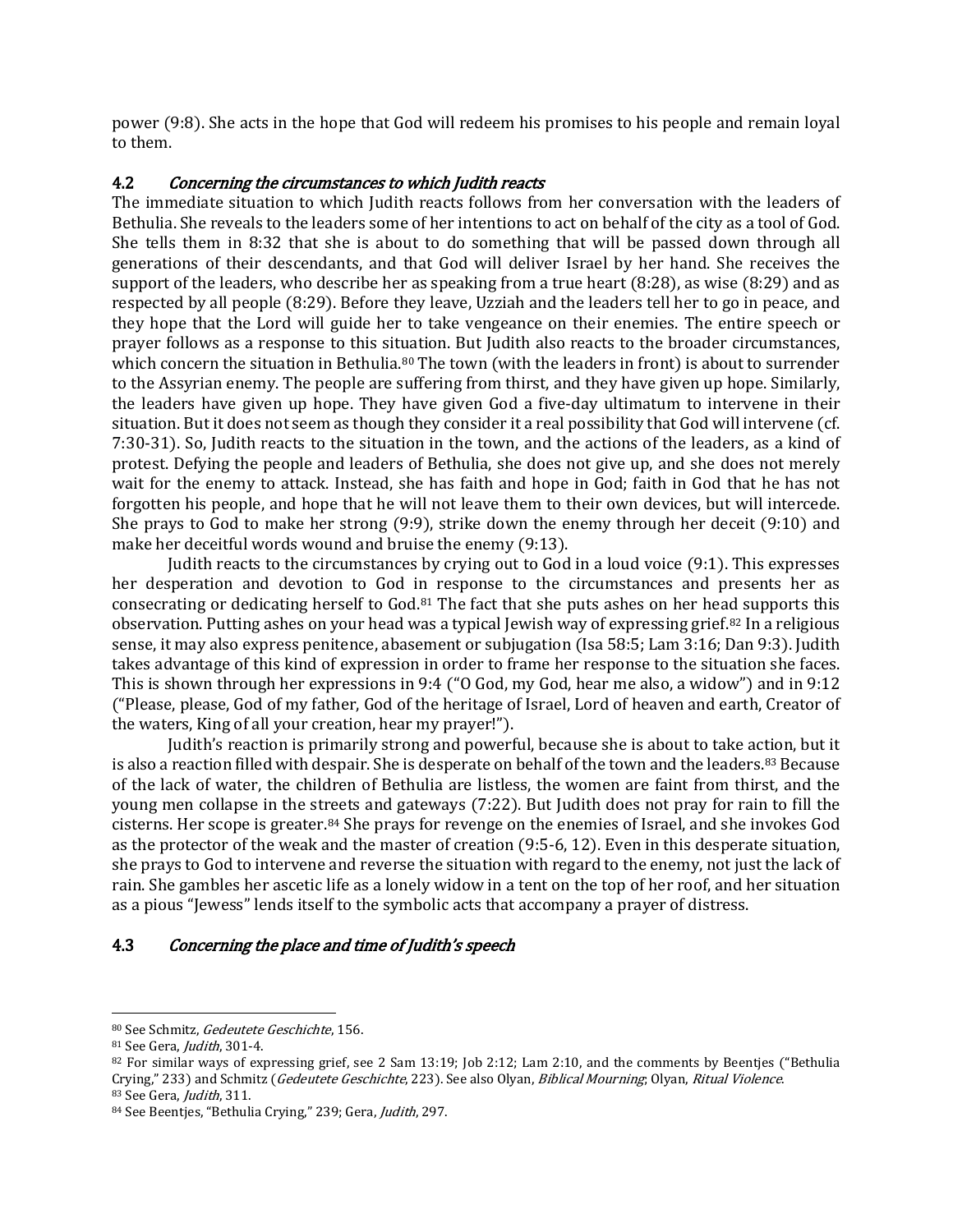power (9:8). She acts in the hope that God will redeem his promises to his people and remain loyal to them.

### 4.2 *Concerning the circumstances to which Judith reacts*

The immediate situation to which Judith reacts follows from her conversation with the leaders of Bethulia. She reveals to the leaders some of her intentions to act on behalf of the city as a tool of God. She tells them in 8:32 that she is about to do something that will be passed down through all generations of their descendants, and that God will deliver Israel by her hand. She receives the support of the leaders, who describe her as speaking from a true heart (8:28), as wise (8:29) and as respected by all people (8:29). Before they leave, Uzziah and the leaders tell her to go in peace, and they hope that the Lord will guide her to take vengeance on their enemies. The entire speech or prayer follows as a response to this situation. But Judith also reacts to the broader circumstances, which concern the situation in Bethulia.[80] The town (with the leaders in front) is about to surrender to the Assyrian enemy. The people are suffering from thirst, and they have given up hope. Similarly, the leaders have given up hope. They have given God a five-day ultimatum to intervene in their situation. But it does not seem as though they consider it a real possibility that God will intervene (cf. 7:30-31). So, Judith reacts to the situation in the town, and the actions of the leaders, as a kind of protest. Defying the people and leaders of Bethulia, she does not give up, and she does not merely wait for the enemy to attack. Instead, she has faith and hope in God; faith in God that he has not forgotten his people, and hope that he will not leave them to their own devices, but will intercede. She prays to God to make her strong (9:9), strike down the enemy through her deceit (9:10) and make her deceitful words wound and bruise the enemy (9:13).

Judith reacts to the circumstances by crying out to God in a loud voice (9:1). This expresses her desperation and devotion to God in response to the circumstances and presents her as consecrating or dedicating herself to God.[81] The fact that she puts ashes on her head supports this observation. Putting ashes on your head was a typical Jewish way of expressing grief.[82] In a religious sense, it may also express penitence, abasement or subjugation (Isa 58:5; Lam 3:16; Dan 9:3). Judith takes advantage of this kind of expression in order to frame her response to the situation she faces. This is shown through her expressions in 9:4 ("O God, my God, hear me also, a widow") and in 9:12 ("Please, please, God of my father, God of the heritage of Israel, Lord of heaven and earth, Creator of the waters, King of all your creation, hear my prayer!").

Judith's reaction is primarily strong and powerful, because she is about to take action, but it is also a reaction filled with despair. She is desperate on behalf of the town and the leaders.[83] Because of the lack of water, the children of Bethulia are listless, the women are faint from thirst, and the young men collapse in the streets and gateways (7:22). But Judith does not pray for rain to fill the cisterns. Her scope is greater.[84] She prays for revenge on the enemies of Israel, and she invokes God as the protector of the weak and the master of creation (9:5-6, 12). Even in this desperate situation, she prays to God to intervene and reverse the situation with regard to the enemy, not just the lack of rain. She gambles her ascetic life as a lonely widow in a tent on the top of her roof, and her situation as a pious "Jewess" lends itself to the symbolic acts that accompany a prayer of distress.

### 4.3 *Concerning the place and time of Judith's speech*

---

[80] See Schmitz, *Gedeutete Geschichte*, 156.

[81] See Gera, *Judith*, 301-4.

[82] For similar ways of expressing grief, see 2 Sam 13:19; Job 2:12; Lam 2:10, and the comments by Beentjes ("Bethulia Crying," 233) and Schmitz (*Gedeutete Geschichte*, 223). See also Olyan, *Biblical Mourning*; Olyan, *Ritual Violence*.

[83] See Gera, *Judith*, 311.

[84] See Beentjes, "Bethulia Crying," 239; Gera, *Judith*, 297.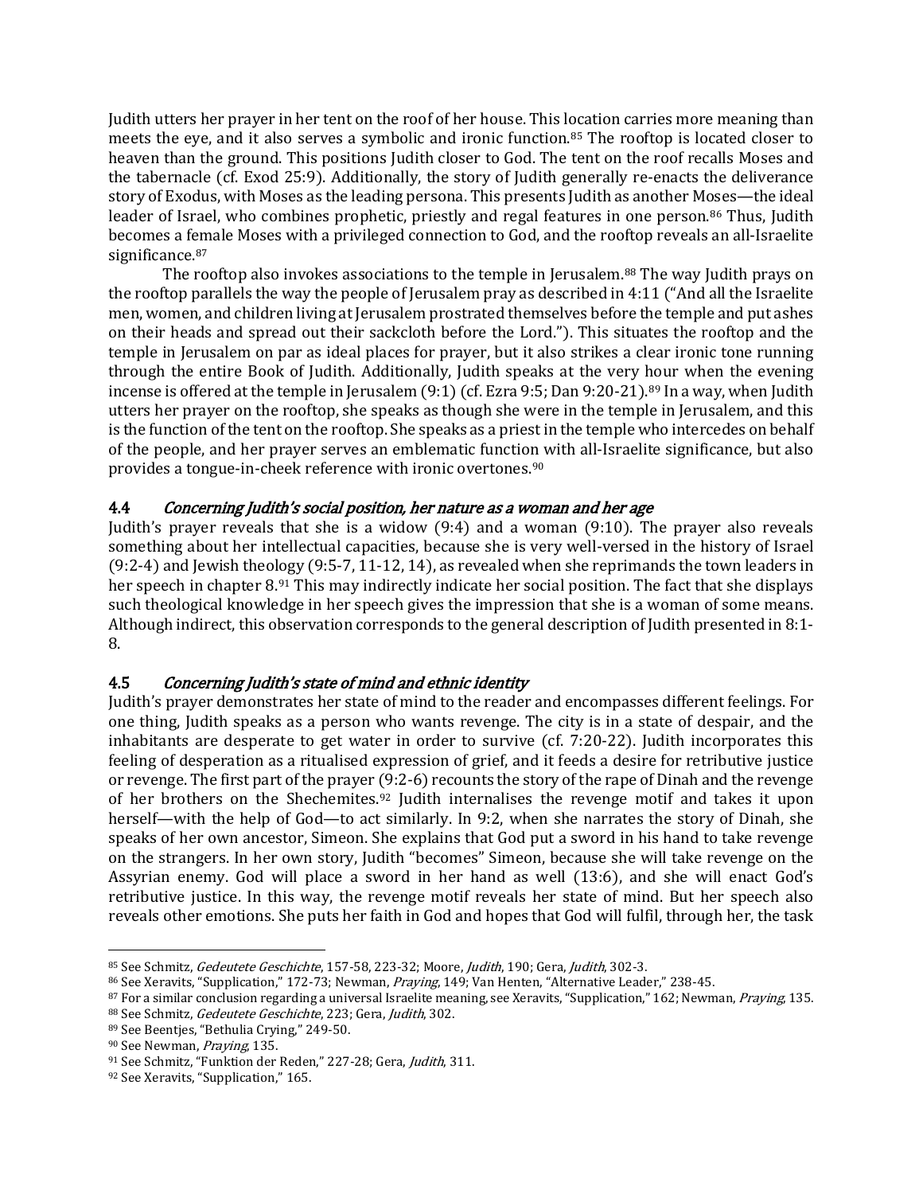Judith utters her prayer in her tent on the roof of her house. This location carries more meaning than meets the eye, and it also serves a symbolic and ironic function.[85] The rooftop is located closer to heaven than the ground. This positions Judith closer to God. The tent on the roof recalls Moses and the tabernacle (cf. Exod 25:9). Additionally, the story of Judith generally re-enacts the deliverance story of Exodus, with Moses as the leading persona. This presents Judith as another Moses—the ideal leader of Israel, who combines prophetic, priestly and regal features in one person.[86] Thus, Judith becomes a female Moses with a privileged connection to God, and the rooftop reveals an all-Israelite significance.[87]

The rooftop also invokes associations to the temple in Jerusalem.[88] The way Judith prays on the rooftop parallels the way the people of Jerusalem pray as described in 4:11 ("And all the Israelite men, women, and children living at Jerusalem prostrated themselves before the temple and put ashes on their heads and spread out their sackcloth before the Lord."). This situates the rooftop and the temple in Jerusalem on par as ideal places for prayer, but it also strikes a clear ironic tone running through the entire Book of Judith. Additionally, Judith speaks at the very hour when the evening incense is offered at the temple in Jerusalem (9:1) (cf. Ezra 9:5; Dan 9:20-21).[89] In a way, when Judith utters her prayer on the rooftop, she speaks as though she were in the temple in Jerusalem, and this is the function of the tent on the rooftop. She speaks as a priest in the temple who intercedes on behalf of the people, and her prayer serves an emblematic function with all-Israelite significance, but also provides a tongue-in-cheek reference with ironic overtones.[90]

### 4.4 *Concerning Judith's social position, her nature as a woman and her age*

Judith's prayer reveals that she is a widow (9:4) and a woman (9:10). The prayer also reveals something about her intellectual capacities, because she is very well-versed in the history of Israel (9:2-4) and Jewish theology (9:5-7, 11-12, 14), as revealed when she reprimands the town leaders in her speech in chapter 8.[91] This may indirectly indicate her social position. The fact that she displays such theological knowledge in her speech gives the impression that she is a woman of some means. Although indirect, this observation corresponds to the general description of Judith presented in 8:1-8.

### 4.5 *Concerning Judith's state of mind and ethnic identity*

Judith's prayer demonstrates her state of mind to the reader and encompasses different feelings. For one thing, Judith speaks as a person who wants revenge. The city is in a state of despair, and the inhabitants are desperate to get water in order to survive (cf. 7:20-22). Judith incorporates this feeling of desperation as a ritualised expression of grief, and it feeds a desire for retributive justice or revenge. The first part of the prayer (9:2-6) recounts the story of the rape of Dinah and the revenge of her brothers on the Shechemites.[92] Judith internalises the revenge motif and takes it upon herself—with the help of God—to act similarly. In 9:2, when she narrates the story of Dinah, she speaks of her own ancestor, Simeon. She explains that God put a sword in his hand to take revenge on the strangers. In her own story, Judith "becomes" Simeon, because she will take revenge on the Assyrian enemy. God will place a sword in her hand as well (13:6), and she will enact God's retributive justice. In this way, the revenge motif reveals her state of mind. But her speech also reveals other emotions. She puts her faith in God and hopes that God will fulfil, through her, the task

---

[85] See Schmitz, *Gedeutete Geschichte*, 157-58, 223-32; Moore, *Judith*, 190; Gera, *Judith*, 302-3.

[86] See Xeravits, "Supplication," 172-73; Newman, *Praying*, 149; Van Henten, "Alternative Leader," 238-45.

[87] For a similar conclusion regarding a universal Israelite meaning, see Xeravits, "Supplication," 162; Newman, *Praying*, 135.

[88] See Schmitz, *Gedeutete Geschichte*, 223; Gera, *Judith*, 302.

[89] See Beentjes, "Bethulia Crying," 249-50.

[90] See Newman, *Praying*, 135.

[91] See Schmitz, "Funktion der Reden," 227-28; Gera, *Judith*, 311.

[92] See Xeravits, "Supplication," 165.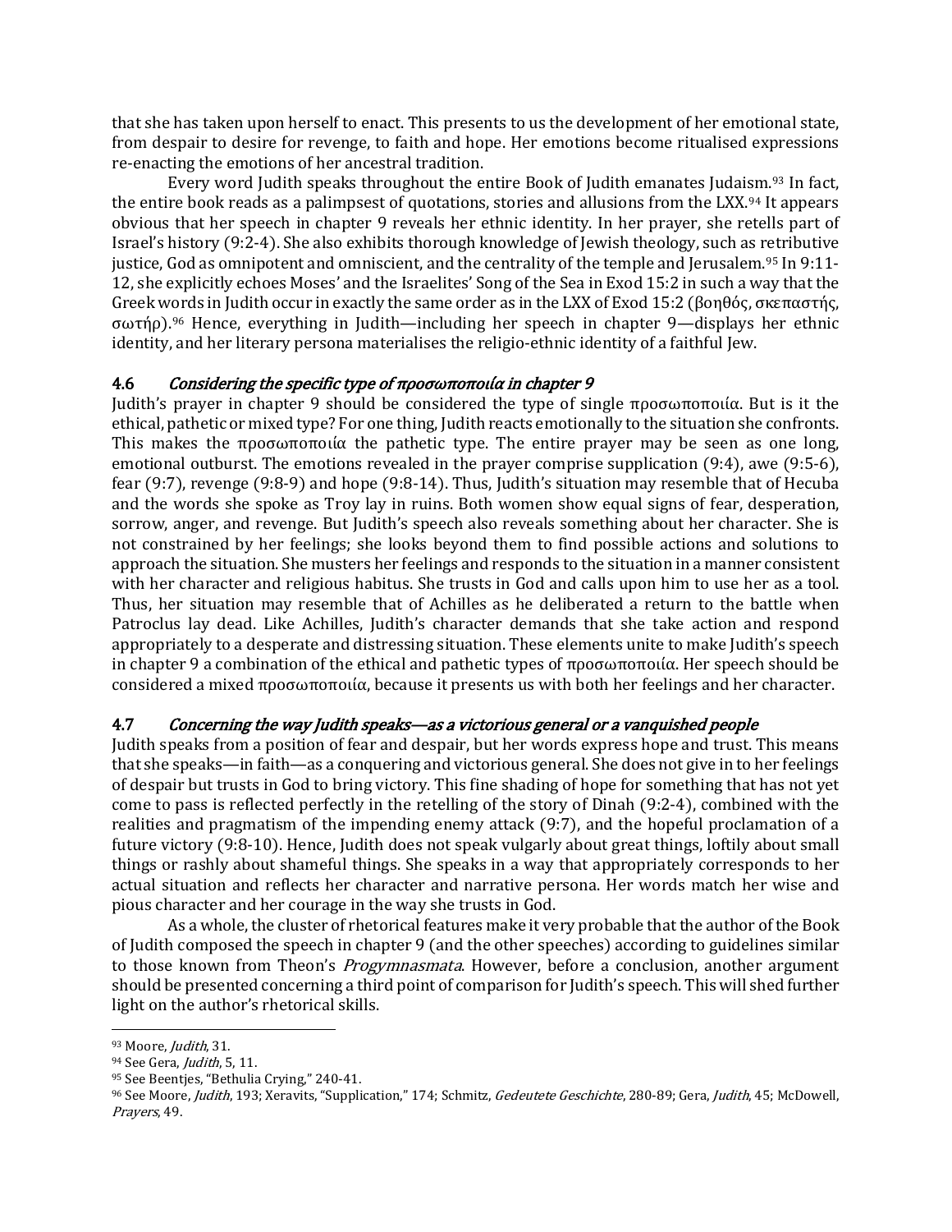that she has taken upon herself to enact. This presents to us the development of her emotional state, from despair to desire for revenge, to faith and hope. Her emotions become ritualised expressions re-enacting the emotions of her ancestral tradition.

Every word Judith speaks throughout the entire Book of Judith emanates Judaism.[93] In fact, the entire book reads as a palimpsest of quotations, stories and allusions from the LXX.[94] It appears obvious that her speech in chapter 9 reveals her ethnic identity. In her prayer, she retells part of Israel's history (9:2-4). She also exhibits thorough knowledge of Jewish theology, such as retributive justice, God as omnipotent and omniscient, and the centrality of the temple and Jerusalem.[95] In 9:11-12, she explicitly echoes Moses' and the Israelites' Song of the Sea in Exod 15:2 in such a way that the Greek words in Judith occur in exactly the same order as in the LXX of Exod 15:2 (βοηθός, σκεπαστής, σωτήρ).[96] Hence, everything in Judith—including her speech in chapter 9—displays her ethnic identity, and her literary persona materialises the religio-ethnic identity of a faithful Jew.

### 4.6 *Considering the specific type of προσωποποιία in chapter 9*

Judith's prayer in chapter 9 should be considered the type of single προσωποποιία. But is it the ethical, pathetic or mixed type? For one thing, Judith reacts emotionally to the situation she confronts. This makes the προσωποποιία the pathetic type. The entire prayer may be seen as one long, emotional outburst. The emotions revealed in the prayer comprise supplication (9:4), awe (9:5-6), fear (9:7), revenge (9:8-9) and hope (9:8-14). Thus, Judith's situation may resemble that of Hecuba and the words she spoke as Troy lay in ruins. Both women show equal signs of fear, desperation, sorrow, anger, and revenge. But Judith's speech also reveals something about her character. She is not constrained by her feelings; she looks beyond them to find possible actions and solutions to approach the situation. She musters her feelings and responds to the situation in a manner consistent with her character and religious habitus. She trusts in God and calls upon him to use her as a tool. Thus, her situation may resemble that of Achilles as he deliberated a return to the battle when Patroclus lay dead. Like Achilles, Judith's character demands that she take action and respond appropriately to a desperate and distressing situation. These elements unite to make Judith's speech in chapter 9 a combination of the ethical and pathetic types of προσωποποιία. Her speech should be considered a mixed προσωποποιία, because it presents us with both her feelings and her character.

### 4.7 *Concerning the way Judith speaks—as a victorious general or a vanquished people*

Judith speaks from a position of fear and despair, but her words express hope and trust. This means that she speaks—in faith—as a conquering and victorious general. She does not give in to her feelings of despair but trusts in God to bring victory. This fine shading of hope for something that has not yet come to pass is reflected perfectly in the retelling of the story of Dinah (9:2-4), combined with the realities and pragmatism of the impending enemy attack (9:7), and the hopeful proclamation of a future victory (9:8-10). Hence, Judith does not speak vulgarly about great things, loftily about small things or rashly about shameful things. She speaks in a way that appropriately corresponds to her actual situation and reflects her character and narrative persona. Her words match her wise and pious character and her courage in the way she trusts in God.

As a whole, the cluster of rhetorical features make it very probable that the author of the Book of Judith composed the speech in chapter 9 (and the other speeches) according to guidelines similar to those known from Theon's *Progymnasmata*. However, before a conclusion, another argument should be presented concerning a third point of comparison for Judith's speech. This will shed further light on the author's rhetorical skills.

---

[93] Moore, *Judith*, 31.

[94] See Gera, *Judith*, 5, 11.

[95] See Beentjes, "Bethulia Crying," 240-41.

[96] See Moore, *Judith*, 193; Xeravits, "Supplication," 174; Schmitz, *Gedeutete Geschichte*, 280-89; Gera, *Judith*, 45; McDowell, *Prayers*, 49.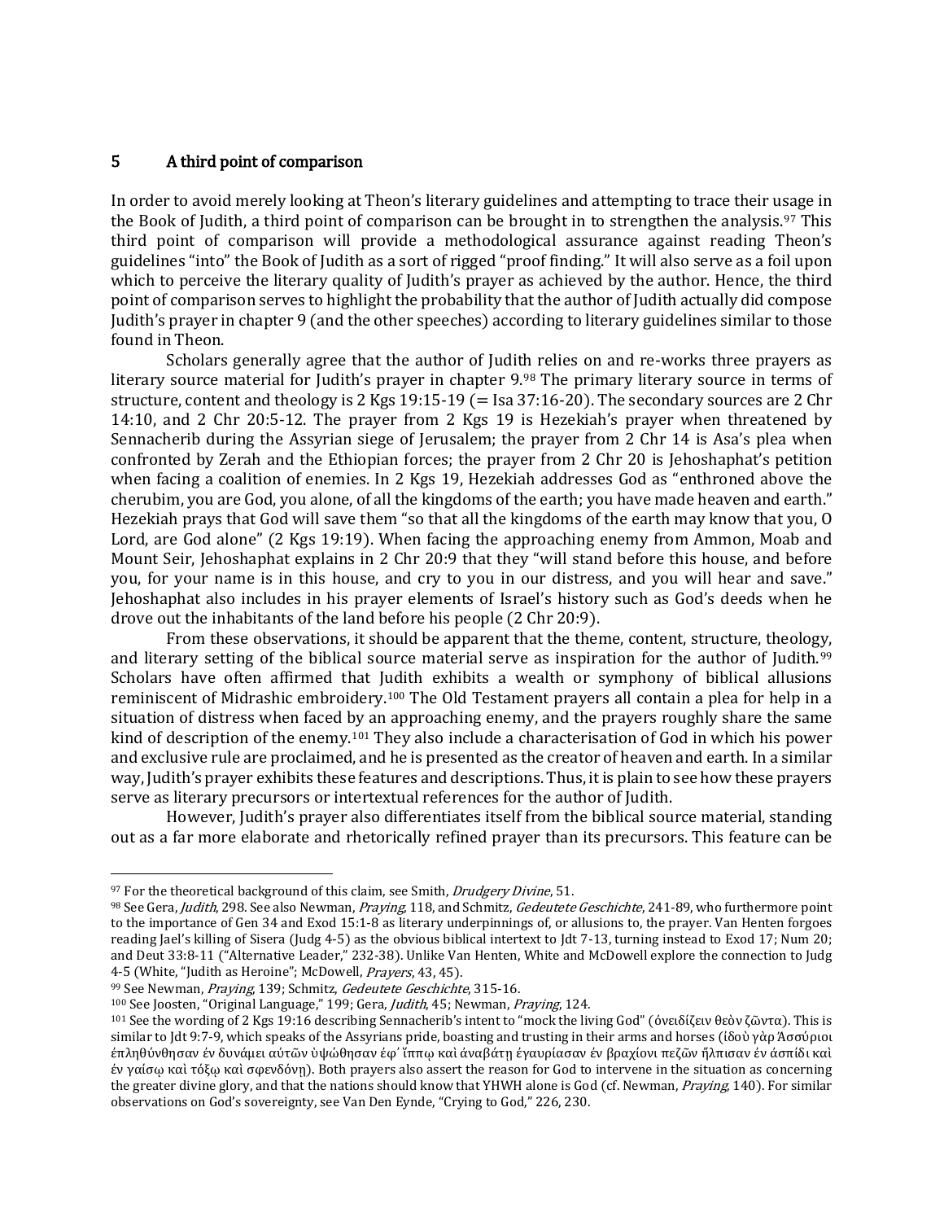## 5 A third point of comparison

In order to avoid merely looking at Theon's literary guidelines and attempting to trace their usage in the Book of Judith, a third point of comparison can be brought in to strengthen the analysis.[97] This third point of comparison will provide a methodological assurance against reading Theon's guidelines "into" the Book of Judith as a sort of rigged "proof finding." It will also serve as a foil upon which to perceive the literary quality of Judith's prayer as achieved by the author. Hence, the third point of comparison serves to highlight the probability that the author of Judith actually did compose Judith's prayer in chapter 9 (and the other speeches) according to literary guidelines similar to those found in Theon.

Scholars generally agree that the author of Judith relies on and re-works three prayers as literary source material for Judith's prayer in chapter 9.[98] The primary literary source in terms of structure, content and theology is 2 Kgs 19:15-19 (= Isa 37:16-20). The secondary sources are 2 Chr 14:10, and 2 Chr 20:5-12. The prayer from 2 Kgs 19 is Hezekiah's prayer when threatened by Sennacherib during the Assyrian siege of Jerusalem; the prayer from 2 Chr 14 is Asa's plea when confronted by Zerah and the Ethiopian forces; the prayer from 2 Chr 20 is Jehoshaphat's petition when facing a coalition of enemies. In 2 Kgs 19, Hezekiah addresses God as "enthroned above the cherubim, you are God, you alone, of all the kingdoms of the earth; you have made heaven and earth." Hezekiah prays that God will save them "so that all the kingdoms of the earth may know that you, O Lord, are God alone" (2 Kgs 19:19). When facing the approaching enemy from Ammon, Moab and Mount Seir, Jehoshaphat explains in 2 Chr 20:9 that they "will stand before this house, and before you, for your name is in this house, and cry to you in our distress, and you will hear and save." Jehoshaphat also includes in his prayer elements of Israel's history such as God's deeds when he drove out the inhabitants of the land before his people (2 Chr 20:9).

From these observations, it should be apparent that the theme, content, structure, theology, and literary setting of the biblical source material serve as inspiration for the author of Judith.[99] Scholars have often affirmed that Judith exhibits a wealth or symphony of biblical allusions reminiscent of Midrashic embroidery.[100] The Old Testament prayers all contain a plea for help in a situation of distress when faced by an approaching enemy, and the prayers roughly share the same kind of description of the enemy.[101] They also include a characterisation of God in which his power and exclusive rule are proclaimed, and he is presented as the creator of heaven and earth. In a similar way, Judith's prayer exhibits these features and descriptions. Thus, it is plain to see how these prayers serve as literary precursors or intertextual references for the author of Judith.

However, Judith's prayer also differentiates itself from the biblical source material, standing out as a far more elaborate and rhetorically refined prayer than its precursors. This feature can be

---

[97] For the theoretical background of this claim, see Smith, *Drudgery Divine*, 51.

[98] See Gera, *Judith*, 298. See also Newman, *Praying*, 118, and Schmitz, *Gedeutete Geschichte*, 241-89, who furthermore point to the importance of Gen 34 and Exod 15:1-8 as literary underpinnings of, or allusions to, the prayer. Van Henten forgoes reading Jael's killing of Sisera (Judg 4-5) as the obvious biblical intertext to Jdt 7-13, turning instead to Exod 17; Num 20; and Deut 33:8-11 ("Alternative Leader," 232-38). Unlike Van Henten, White and McDowell explore the connection to Judg 4-5 (White, "Judith as Heroine"; McDowell, *Prayers*, 43, 45).

[99] See Newman, *Praying*, 139; Schmitz, *Gedeutete Geschichte*, 315-16.

[100] See Joosten, "Original Language," 199; Gera, *Judith*, 45; Newman, *Praying*, 124.

[101] See the wording of 2 Kgs 19:16 describing Sennacherib's intent to "mock the living God" (ὀνειδίζειν θεὸν ζῶντα). This is similar to Jdt 9:7-9, which speaks of the Assyrians pride, boasting and trusting in their arms and horses (ἰδοὺ γὰρ Ἀσσύριοι ἐπληθύνθησαν ἐν δυνάμει αὐτῶν ὑψώθησαν ἐφ' ἵππῳ καὶ ἀναβάτῃ ἐγαυρίασαν ἐν βραχίονι πεζῶν ἤλπισαν ἐν ἀσπίδι καὶ ἐν γαίσῳ καὶ τόξῳ καὶ σφενδόνῃ). Both prayers also assert the reason for God to intervene in the situation as concerning the greater divine glory, and that the nations should know that YHWH alone is God (cf. Newman, *Praying*, 140). For similar observations on God's sovereignty, see Van Den Eynde, "Crying to God," 226, 230.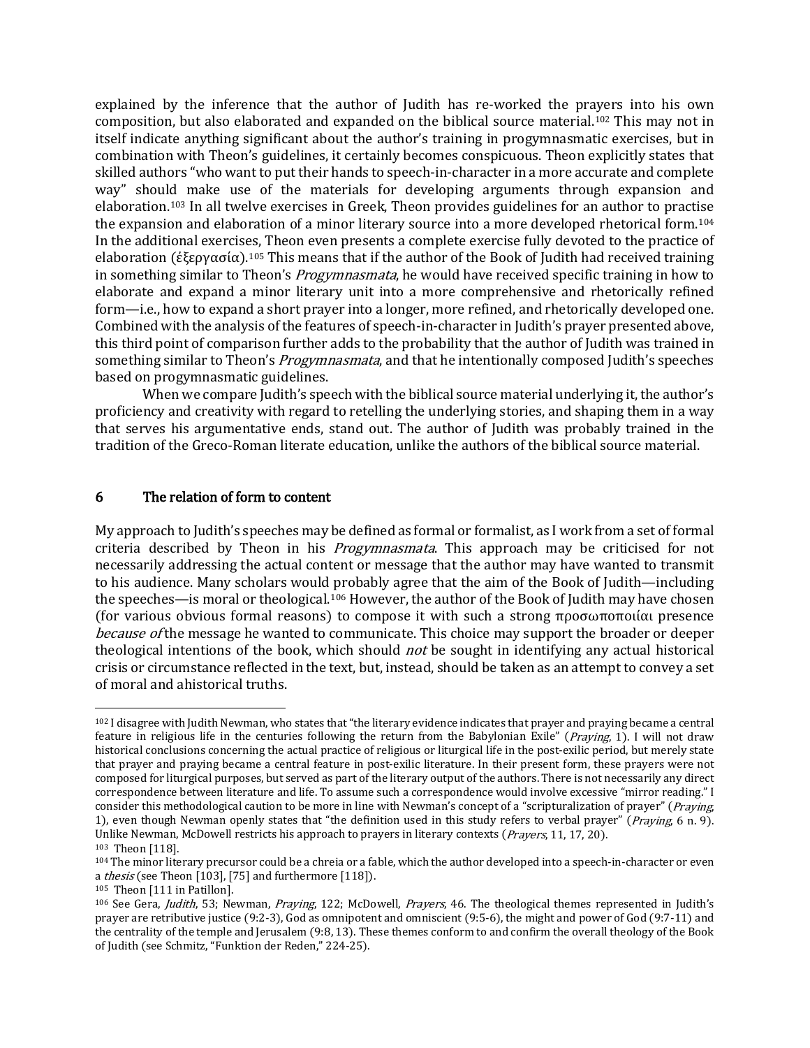explained by the inference that the author of Judith has re-worked the prayers into his own composition, but also elaborated and expanded on the biblical source material.[102] This may not in itself indicate anything significant about the author's training in progymnasmatic exercises, but in combination with Theon's guidelines, it certainly becomes conspicuous. Theon explicitly states that skilled authors "who want to put their hands to speech-in-character in a more accurate and complete way" should make use of the materials for developing arguments through expansion and elaboration.[103] In all twelve exercises in Greek, Theon provides guidelines for an author to practise the expansion and elaboration of a minor literary source into a more developed rhetorical form.[104] In the additional exercises, Theon even presents a complete exercise fully devoted to the practice of elaboration (ἐξεργασία).[105] This means that if the author of the Book of Judith had received training in something similar to Theon's *Progymnasmata*, he would have received specific training in how to elaborate and expand a minor literary unit into a more comprehensive and rhetorically refined form—i.e., how to expand a short prayer into a longer, more refined, and rhetorically developed one. Combined with the analysis of the features of speech-in-character in Judith's prayer presented above, this third point of comparison further adds to the probability that the author of Judith was trained in something similar to Theon's *Progymnasmata*, and that he intentionally composed Judith's speeches based on progymnasmatic guidelines.

When we compare Judith's speech with the biblical source material underlying it, the author's proficiency and creativity with regard to retelling the underlying stories, and shaping them in a way that serves his argumentative ends, stand out. The author of Judith was probably trained in the tradition of the Greco-Roman literate education, unlike the authors of the biblical source material.

## 6 The relation of form to content

My approach to Judith's speeches may be defined as formal or formalist, as I work from a set of formal criteria described by Theon in his *Progymnasmata*. This approach may be criticised for not necessarily addressing the actual content or message that the author may have wanted to transmit to his audience. Many scholars would probably agree that the aim of the Book of Judith—including the speeches—is moral or theological.[106] However, the author of the Book of Judith may have chosen (for various obvious formal reasons) to compose it with such a strong προσωποποιίαι presence *because of* the message he wanted to communicate. This choice may support the broader or deeper theological intentions of the book, which should *not* be sought in identifying any actual historical crisis or circumstance reflected in the text, but, instead, should be taken as an attempt to convey a set of moral and ahistorical truths.

---

[102] I disagree with Judith Newman, who states that "the literary evidence indicates that prayer and praying became a central feature in religious life in the centuries following the return from the Babylonian Exile" (*Praying*, 1). I will not draw historical conclusions concerning the actual practice of religious or liturgical life in the post-exilic period, but merely state that prayer and praying became a central feature in post-exilic literature. In their present form, these prayers were not composed for liturgical purposes, but served as part of the literary output of the authors. There is not necessarily any direct correspondence between literature and life. To assume such a correspondence would involve excessive "mirror reading." I consider this methodological caution to be more in line with Newman's concept of a "scripturalization of prayer" (*Praying*, 1), even though Newman openly states that "the definition used in this study refers to verbal prayer" (*Praying*, 6 n. 9). Unlike Newman, McDowell restricts his approach to prayers in literary contexts (*Prayers*, 11, 17, 20).

[103] Theon [118].

[104] The minor literary precursor could be a chreia or a fable, which the author developed into a speech-in-character or even a *thesis* (see Theon [103], [75] and furthermore [118]).

[105] Theon [111 in Patillon].

[106] See Gera, *Judith*, 53; Newman, *Praying*, 122; McDowell, *Prayers*, 46. The theological themes represented in Judith's prayer are retributive justice (9:2-3), God as omnipotent and omniscient (9:5-6), the might and power of God (9:7-11) and the centrality of the temple and Jerusalem (9:8, 13). These themes conform to and confirm the overall theology of the Book of Judith (see Schmitz, "Funktion der Reden," 224-25).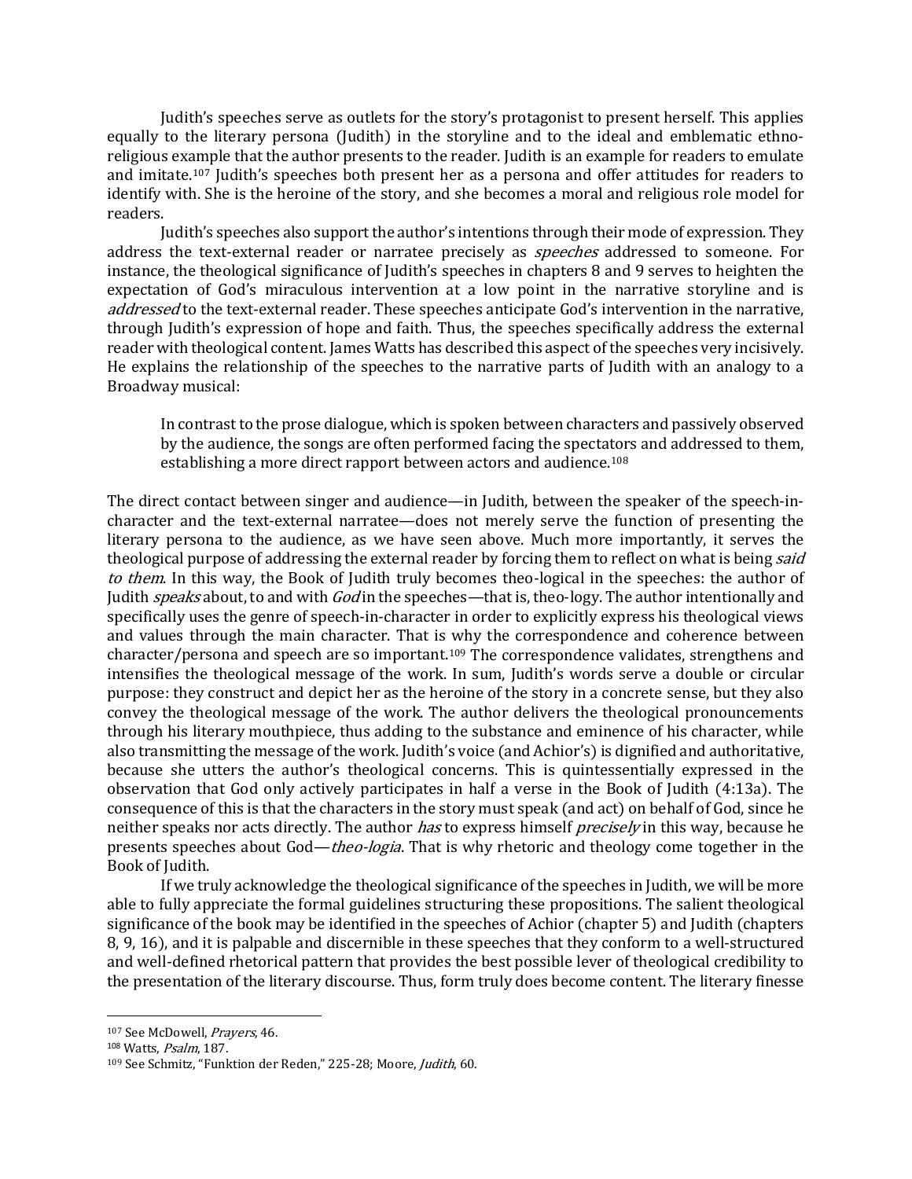Judith's speeches serve as outlets for the story's protagonist to present herself. This applies equally to the literary persona (Judith) in the storyline and to the ideal and emblematic ethno-religious example that the author presents to the reader. Judith is an example for readers to emulate and imitate.[107] Judith's speeches both present her as a persona and offer attitudes for readers to identify with. She is the heroine of the story, and she becomes a moral and religious role model for readers.

Judith's speeches also support the author's intentions through their mode of expression. They address the text-external reader or narratee precisely as *speeches* addressed to someone. For instance, the theological significance of Judith's speeches in chapters 8 and 9 serves to heighten the expectation of God's miraculous intervention at a low point in the narrative storyline and is *addressed* to the text-external reader. These speeches anticipate God's intervention in the narrative, through Judith's expression of hope and faith. Thus, the speeches specifically address the external reader with theological content. James Watts has described this aspect of the speeches very incisively. He explains the relationship of the speeches to the narrative parts of Judith with an analogy to a Broadway musical:

> In contrast to the prose dialogue, which is spoken between characters and passively observed by the audience, the songs are often performed facing the spectators and addressed to them, establishing a more direct rapport between actors and audience.[108]

The direct contact between singer and audience—in Judith, between the speaker of the speech-in-character and the text-external narratee—does not merely serve the function of presenting the literary persona to the audience, as we have seen above. Much more importantly, it serves the theological purpose of addressing the external reader by forcing them to reflect on what is being *said to them*. In this way, the Book of Judith truly becomes theo-logical in the speeches: the author of Judith *speaks* about, to and with *God* in the speeches—that is, theo-logy. The author intentionally and specifically uses the genre of speech-in-character in order to explicitly express his theological views and values through the main character. That is why the correspondence and coherence between character/persona and speech are so important.[109] The correspondence validates, strengthens and intensifies the theological message of the work. In sum, Judith's words serve a double or circular purpose: they construct and depict her as the heroine of the story in a concrete sense, but they also convey the theological message of the work. The author delivers the theological pronouncements through his literary mouthpiece, thus adding to the substance and eminence of his character, while also transmitting the message of the work. Judith's voice (and Achior's) is dignified and authoritative, because she utters the author's theological concerns. This is quintessentially expressed in the observation that God only actively participates in half a verse in the Book of Judith (4:13a). The consequence of this is that the characters in the story must speak (and act) on behalf of God, since he neither speaks nor acts directly. The author *has* to express himself *precisely* in this way, because he presents speeches about God—*theo-logia*. That is why rhetoric and theology come together in the Book of Judith.

If we truly acknowledge the theological significance of the speeches in Judith, we will be more able to fully appreciate the formal guidelines structuring these propositions. The salient theological significance of the book may be identified in the speeches of Achior (chapter 5) and Judith (chapters 8, 9, 16), and it is palpable and discernible in these speeches that they conform to a well-structured and well-defined rhetorical pattern that provides the best possible lever of theological credibility to the presentation of the literary discourse. Thus, form truly does become content. The literary finesse

---

[107] See McDowell, *Prayers*, 46.

[108] Watts, *Psalm*, 187.

[109] See Schmitz, "Funktion der Reden," 225-28; Moore, *Judith*, 60.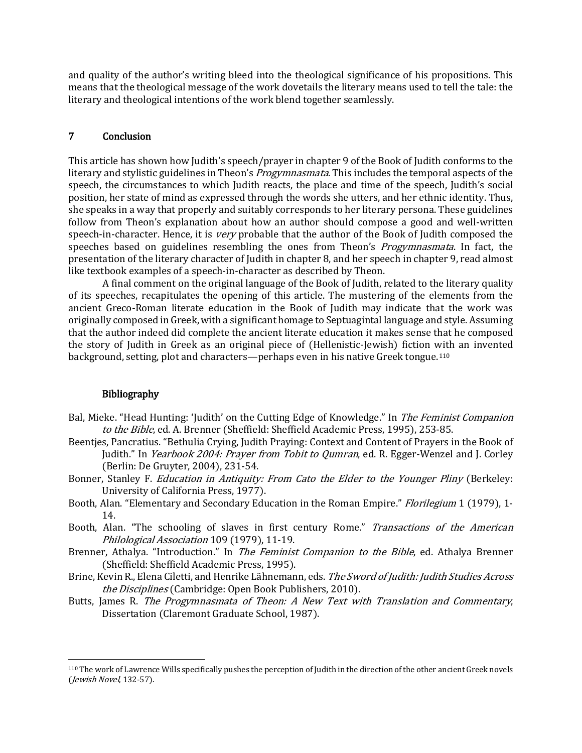and quality of the author's writing bleed into the theological significance of his propositions. This means that the theological message of the work dovetails the literary means used to tell the tale: the literary and theological intentions of the work blend together seamlessly.

## 7 Conclusion

This article has shown how Judith's speech/prayer in chapter 9 of the Book of Judith conforms to the literary and stylistic guidelines in Theon's *Progymnasmata*. This includes the temporal aspects of the speech, the circumstances to which Judith reacts, the place and time of the speech, Judith's social position, her state of mind as expressed through the words she utters, and her ethnic identity. Thus, she speaks in a way that properly and suitably corresponds to her literary persona. These guidelines follow from Theon's explanation about how an author should compose a good and well-written speech-in-character. Hence, it is *very* probable that the author of the Book of Judith composed the speeches based on guidelines resembling the ones from Theon's *Progymnasmata*. In fact, the presentation of the literary character of Judith in chapter 8, and her speech in chapter 9, read almost like textbook examples of a speech-in-character as described by Theon.

A final comment on the original language of the Book of Judith, related to the literary quality of its speeches, recapitulates the opening of this article. The mustering of the elements from the ancient Greco-Roman literate education in the Book of Judith may indicate that the work was originally composed in Greek, with a significant homage to Septuagintal language and style. Assuming that the author indeed did complete the ancient literate education it makes sense that he composed the story of Judith in Greek as an original piece of (Hellenistic-Jewish) fiction with an invented background, setting, plot and characters—perhaps even in his native Greek tongue.[110]

### Bibliography

Bal, Mieke. "Head Hunting: 'Judith' on the Cutting Edge of Knowledge." In *The Feminist Companion to the Bible*, ed. A. Brenner (Sheffield: Sheffield Academic Press, 1995), 253-85.

Beentjes, Pancratius. "Bethulia Crying, Judith Praying: Context and Content of Prayers in the Book of Judith." In *Yearbook 2004: Prayer from Tobit to Qumran*, ed. R. Egger-Wenzel and J. Corley (Berlin: De Gruyter, 2004), 231-54.

Bonner, Stanley F. *Education in Antiquity: From Cato the Elder to the Younger Pliny* (Berkeley: University of California Press, 1977).

Booth, Alan. "Elementary and Secondary Education in the Roman Empire." *Florilegium* 1 (1979), 1-14.

Booth, Alan. "The schooling of slaves in first century Rome." *Transactions of the American Philological Association* 109 (1979), 11-19.

Brenner, Athalya. "Introduction." In *The Feminist Companion to the Bible*, ed. Athalya Brenner (Sheffield: Sheffield Academic Press, 1995).

Brine, Kevin R., Elena Ciletti, and Henrike Lähnemann, eds. *The Sword of Judith: Judith Studies Across the Disciplines* (Cambridge: Open Book Publishers, 2010).

Butts, James R. *The Progymnasmata of Theon: A New Text with Translation and Commentary*, Dissertation (Claremont Graduate School, 1987).

---

[110] The work of Lawrence Wills specifically pushes the perception of Judith in the direction of the other ancient Greek novels (*Jewish Novel*, 132-57).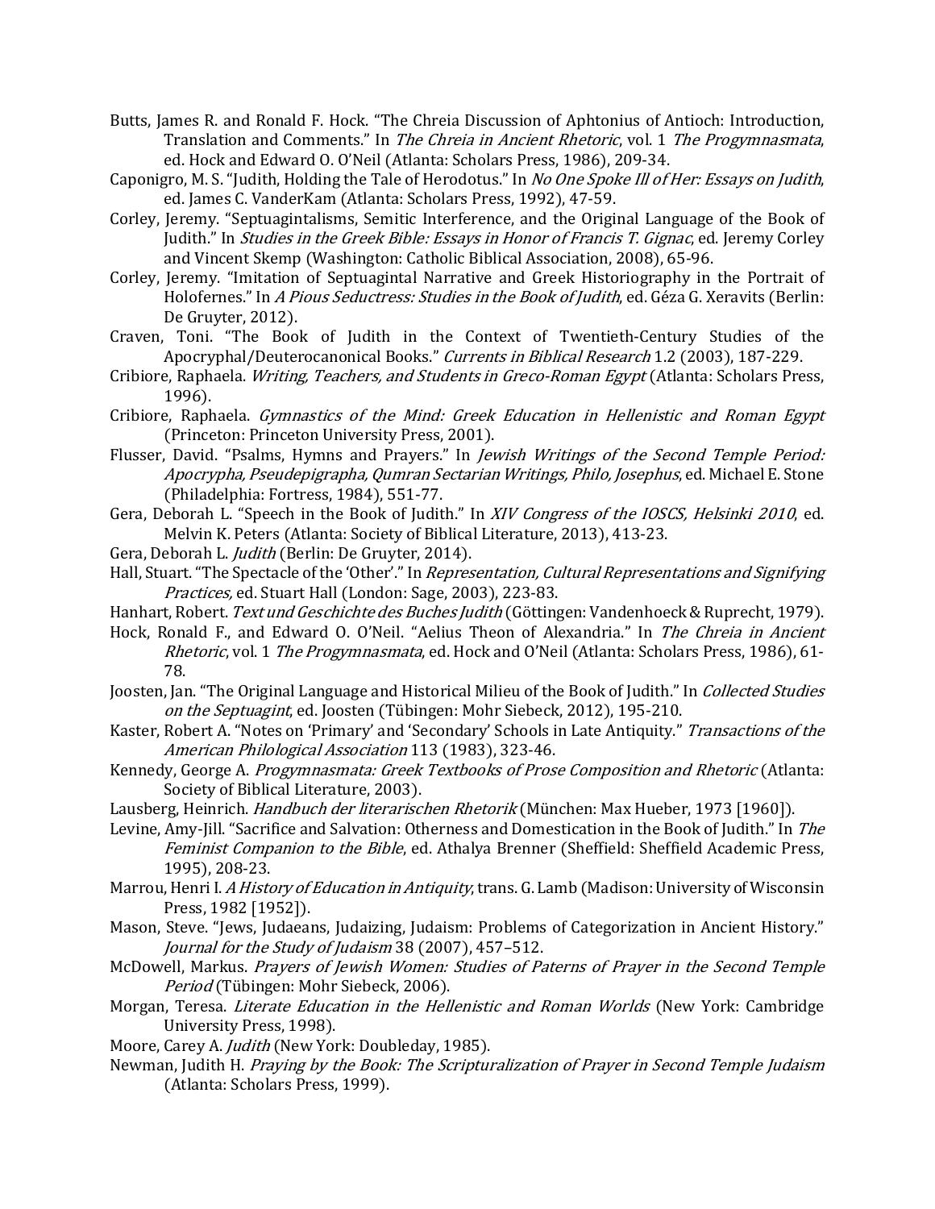Butts, James R. and Ronald F. Hock. "The Chreia Discussion of Aphtonius of Antioch: Introduction, Translation and Comments." In *The Chreia in Ancient Rhetoric*, vol. 1 *The Progymnasmata*, ed. Hock and Edward O. O'Neil (Atlanta: Scholars Press, 1986), 209-34.

Caponigro, M. S. "Judith, Holding the Tale of Herodotus." In *No One Spoke Ill of Her: Essays on Judith*, ed. James C. VanderKam (Atlanta: Scholars Press, 1992), 47-59.

Corley, Jeremy. "Septuagintalisms, Semitic Interference, and the Original Language of the Book of Judith." In *Studies in the Greek Bible: Essays in Honor of Francis T. Gignac*, ed. Jeremy Corley and Vincent Skemp (Washington: Catholic Biblical Association, 2008), 65-96.

Corley, Jeremy. "Imitation of Septuagintal Narrative and Greek Historiography in the Portrait of Holofernes." In *A Pious Seductress: Studies in the Book of Judith*, ed. Géza G. Xeravits (Berlin: De Gruyter, 2012).

Craven, Toni. "The Book of Judith in the Context of Twentieth-Century Studies of the Apocryphal/Deuterocanonical Books." *Currents in Biblical Research* 1.2 (2003), 187-229.

Cribiore, Raphaela. *Writing, Teachers, and Students in Greco-Roman Egypt* (Atlanta: Scholars Press, 1996).

Cribiore, Raphaela. *Gymnastics of the Mind: Greek Education in Hellenistic and Roman Egypt* (Princeton: Princeton University Press, 2001).

Flusser, David. "Psalms, Hymns and Prayers." In *Jewish Writings of the Second Temple Period: Apocrypha, Pseudepigrapha, Qumran Sectarian Writings, Philo, Josephus*, ed. Michael E. Stone (Philadelphia: Fortress, 1984), 551-77.

Gera, Deborah L. "Speech in the Book of Judith." In *XIV Congress of the IOSCS, Helsinki 2010*, ed. Melvin K. Peters (Atlanta: Society of Biblical Literature, 2013), 413-23.

Gera, Deborah L. *Judith* (Berlin: De Gruyter, 2014).

Hall, Stuart. "The Spectacle of the 'Other'." In *Representation, Cultural Representations and Signifying Practices*, ed. Stuart Hall (London: Sage, 2003), 223-83.

Hanhart, Robert. *Text und Geschichte des Buches Judith* (Göttingen: Vandenhoeck & Ruprecht, 1979).

Hock, Ronald F., and Edward O. O'Neil. "Aelius Theon of Alexandria." In *The Chreia in Ancient Rhetoric*, vol. 1 *The Progymnasmata*, ed. Hock and O'Neil (Atlanta: Scholars Press, 1986), 61-78.

Joosten, Jan. "The Original Language and Historical Milieu of the Book of Judith." In *Collected Studies on the Septuagint*, ed. Joosten (Tübingen: Mohr Siebeck, 2012), 195-210.

Kaster, Robert A. "Notes on 'Primary' and 'Secondary' Schools in Late Antiquity." *Transactions of the American Philological Association* 113 (1983), 323-46.

Kennedy, George A. *Progymnasmata: Greek Textbooks of Prose Composition and Rhetoric* (Atlanta: Society of Biblical Literature, 2003).

Lausberg, Heinrich. *Handbuch der literarischen Rhetorik* (München: Max Hueber, 1973 [1960]).

Levine, Amy-Jill. "Sacrifice and Salvation: Otherness and Domestication in the Book of Judith." In *The Feminist Companion to the Bible*, ed. Athalya Brenner (Sheffield: Sheffield Academic Press, 1995), 208-23.

Marrou, Henri I. *A History of Education in Antiquity*, trans. G. Lamb (Madison: University of Wisconsin Press, 1982 [1952]).

Mason, Steve. "Jews, Judaeans, Judaizing, Judaism: Problems of Categorization in Ancient History." *Journal for the Study of Judaism* 38 (2007), 457–512.

McDowell, Markus. *Prayers of Jewish Women: Studies of Paterns of Prayer in the Second Temple Period* (Tübingen: Mohr Siebeck, 2006).

Morgan, Teresa. *Literate Education in the Hellenistic and Roman Worlds* (New York: Cambridge University Press, 1998).

Moore, Carey A. *Judith* (New York: Doubleday, 1985).

Newman, Judith H. *Praying by the Book: The Scripturalization of Prayer in Second Temple Judaism* (Atlanta: Scholars Press, 1999).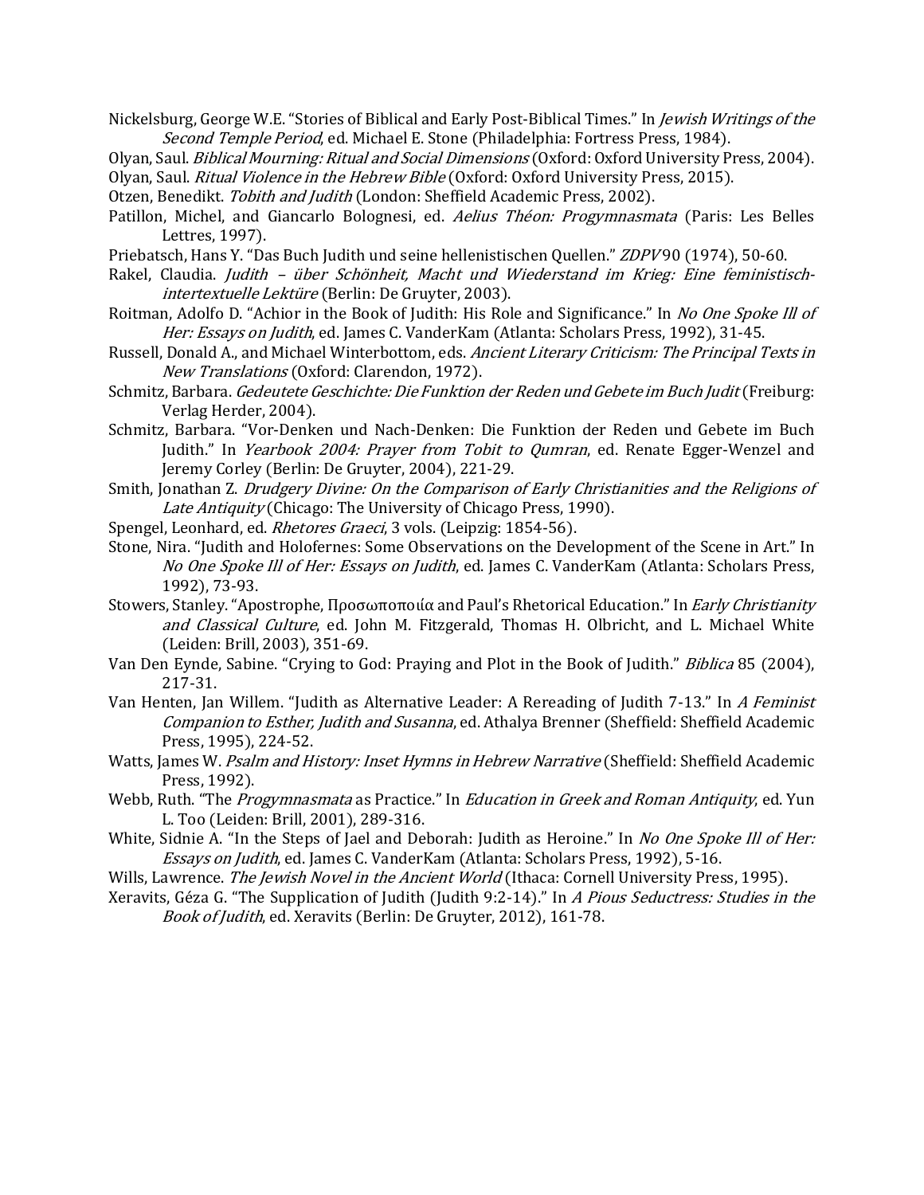Nickelsburg, George W.E. "Stories of Biblical and Early Post-Biblical Times." In *Jewish Writings of the Second Temple Period*, ed. Michael E. Stone (Philadelphia: Fortress Press, 1984).

Olyan, Saul. *Biblical Mourning: Ritual and Social Dimensions* (Oxford: Oxford University Press, 2004).

Olyan, Saul. *Ritual Violence in the Hebrew Bible* (Oxford: Oxford University Press, 2015).

Otzen, Benedikt. *Tobith and Judith* (London: Sheffield Academic Press, 2002).

Patillon, Michel, and Giancarlo Bolognesi, ed. *Aelius Théon: Progymnasmata* (Paris: Les Belles Lettres, 1997).

Priebatsch, Hans Y. "Das Buch Judith und seine hellenistischen Quellen." *ZDPV* 90 (1974), 50-60.

Rakel, Claudia. *Judith – über Schönheit, Macht und Wiederstand im Krieg: Eine feministisch-intertextuelle Lektüre* (Berlin: De Gruyter, 2003).

Roitman, Adolfo D. "Achior in the Book of Judith: His Role and Significance." In *No One Spoke Ill of Her: Essays on Judith*, ed. James C. VanderKam (Atlanta: Scholars Press, 1992), 31-45.

Russell, Donald A., and Michael Winterbottom, eds. *Ancient Literary Criticism: The Principal Texts in New Translations* (Oxford: Clarendon, 1972).

Schmitz, Barbara. *Gedeutete Geschichte: Die Funktion der Reden und Gebete im Buch Judit* (Freiburg: Verlag Herder, 2004).

Schmitz, Barbara. "Vor-Denken und Nach-Denken: Die Funktion der Reden und Gebete im Buch Judith." In *Yearbook 2004: Prayer from Tobit to Qumran*, ed. Renate Egger-Wenzel and Jeremy Corley (Berlin: De Gruyter, 2004), 221-29.

Smith, Jonathan Z. *Drudgery Divine: On the Comparison of Early Christianities and the Religions of Late Antiquity* (Chicago: The University of Chicago Press, 1990).

Spengel, Leonhard, ed. *Rhetores Graeci*, 3 vols. (Leipzig: 1854-56).

Stone, Nira. "Judith and Holofernes: Some Observations on the Development of the Scene in Art." In *No One Spoke Ill of Her: Essays on Judith*, ed. James C. VanderKam (Atlanta: Scholars Press, 1992), 73-93.

Stowers, Stanley. "Apostrophe, Προσωποποιία and Paul's Rhetorical Education." In *Early Christianity and Classical Culture*, ed. John M. Fitzgerald, Thomas H. Olbricht, and L. Michael White (Leiden: Brill, 2003), 351-69.

Van Den Eynde, Sabine. "Crying to God: Praying and Plot in the Book of Judith." *Biblica* 85 (2004), 217-31.

Van Henten, Jan Willem. "Judith as Alternative Leader: A Rereading of Judith 7-13." In *A Feminist Companion to Esther, Judith and Susanna*, ed. Athalya Brenner (Sheffield: Sheffield Academic Press, 1995), 224-52.

Watts, James W. *Psalm and History: Inset Hymns in Hebrew Narrative* (Sheffield: Sheffield Academic Press, 1992).

Webb, Ruth. "The *Progymnasmata* as Practice." In *Education in Greek and Roman Antiquity*, ed. Yun L. Too (Leiden: Brill, 2001), 289-316.

White, Sidnie A. "In the Steps of Jael and Deborah: Judith as Heroine." In *No One Spoke Ill of Her: Essays on Judith*, ed. James C. VanderKam (Atlanta: Scholars Press, 1992), 5-16.

Wills, Lawrence. *The Jewish Novel in the Ancient World* (Ithaca: Cornell University Press, 1995).

Xeravits, Géza G. "The Supplication of Judith (Judith 9:2-14)." In *A Pious Seductress: Studies in the Book of Judith*, ed. Xeravits (Berlin: De Gruyter, 2012), 161-78.